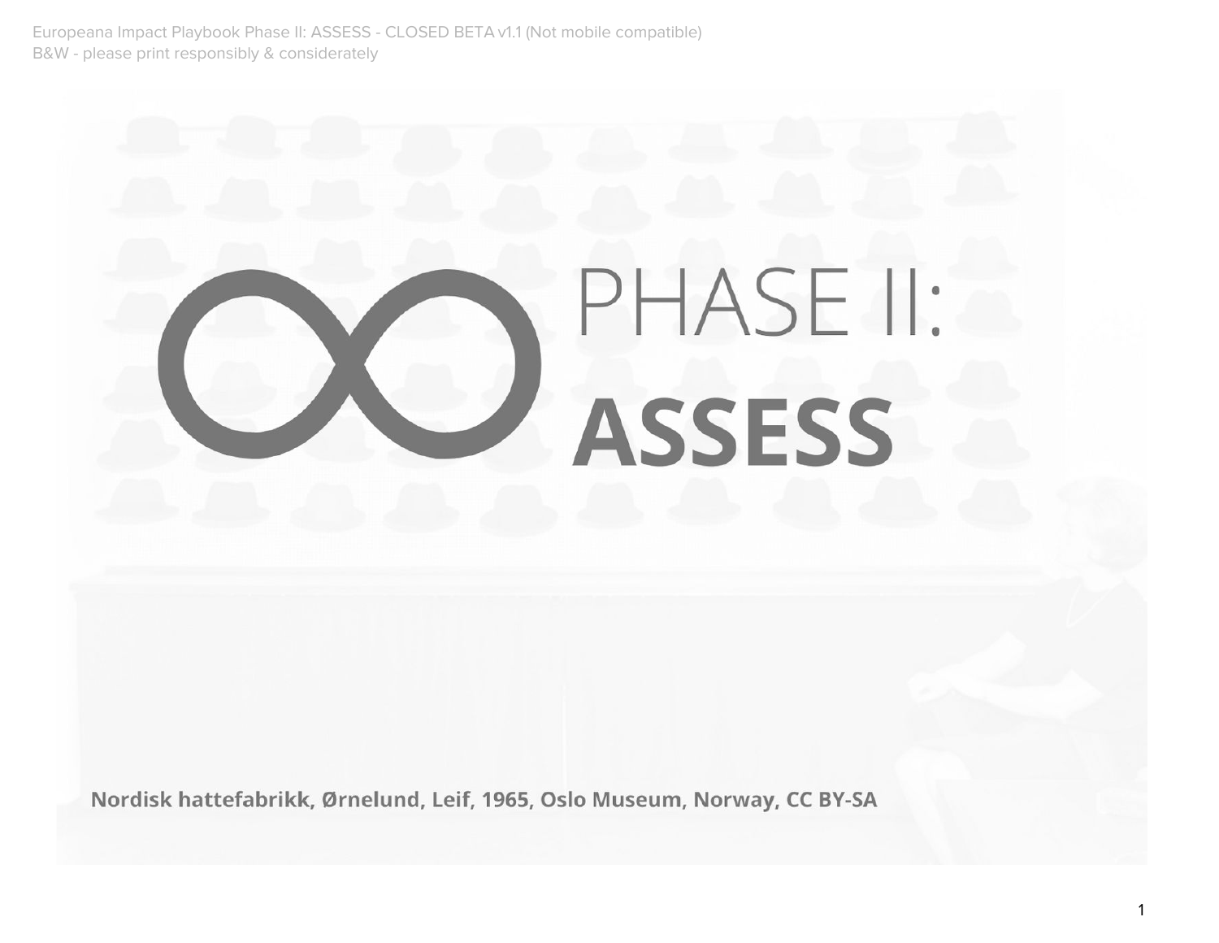# PHASE II: **ASSESS**

**Nordisk hattefabrikk, Ørnelund, Leif, 1965, Oslo Museum, Norway, CC BY-SA**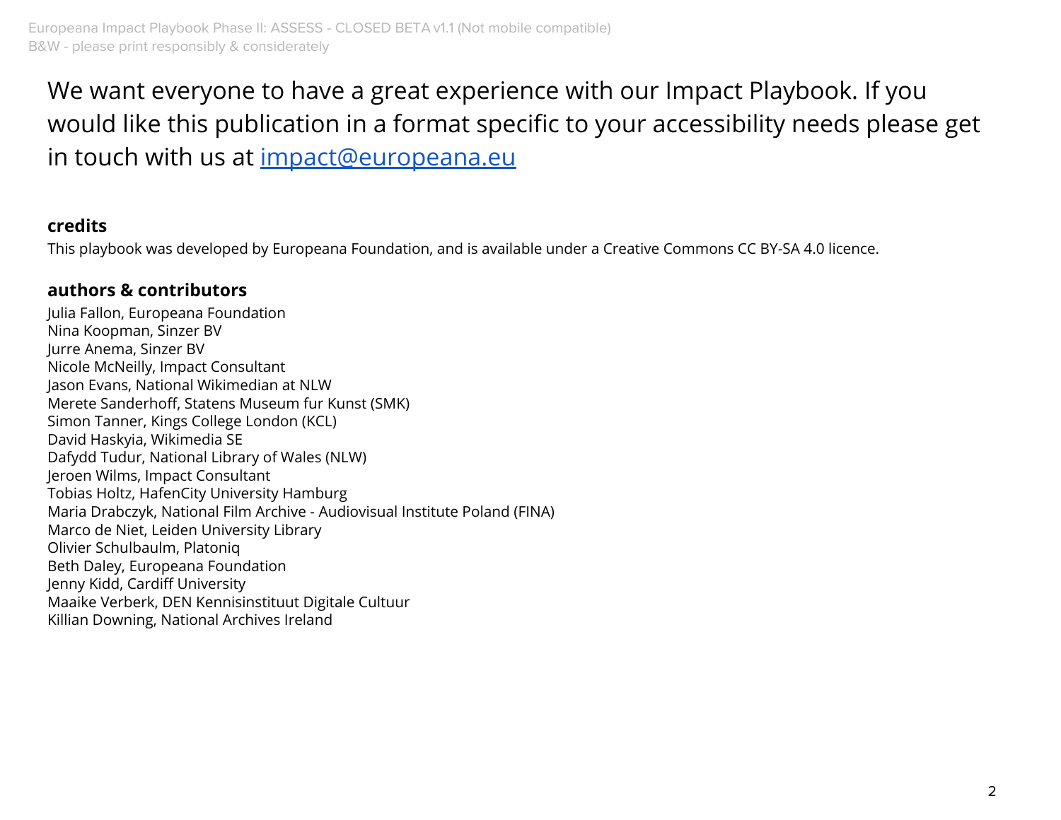We want everyone to have a great experience with our Impact Playbook. If you would like this publication in a format specific to your accessibility needs please get in touch with us at [impact@europeana.eu](mailto:impact@europeana.eu)

### credits

This playbook was developed by Europeana Foundation, and is available under a Creative Commons CC BY-SA 4.0 licence.

### authors & contributors

Julia Fallon, Europeana Foundation
Nina Koopman, Sinzer BV
Jurre Anema, Sinzer BV
Nicole McNeilly, Impact Consultant
Jason Evans, National Wikimedian at NLW
Merete Sanderhoff, Statens Museum fur Kunst (SMK)
Simon Tanner, Kings College London (KCL)
David Haskyia, Wikimedia SE
Dafydd Tudur, National Library of Wales (NLW)
Jeroen Wilms, Impact Consultant
Tobias Holtz, HafenCity University Hamburg
Maria Drabczyk, National Film Archive - Audiovisual Institute Poland (FINA)
Marco de Niet, Leiden University Library
Olivier Schulbaulm, Platoniq
Beth Daley, Europeana Foundation
Jenny Kidd, Cardiff University
Maaike Verberk, DEN Kennisinstituut Digitale Cultuur
Killian Downing, National Archives Ireland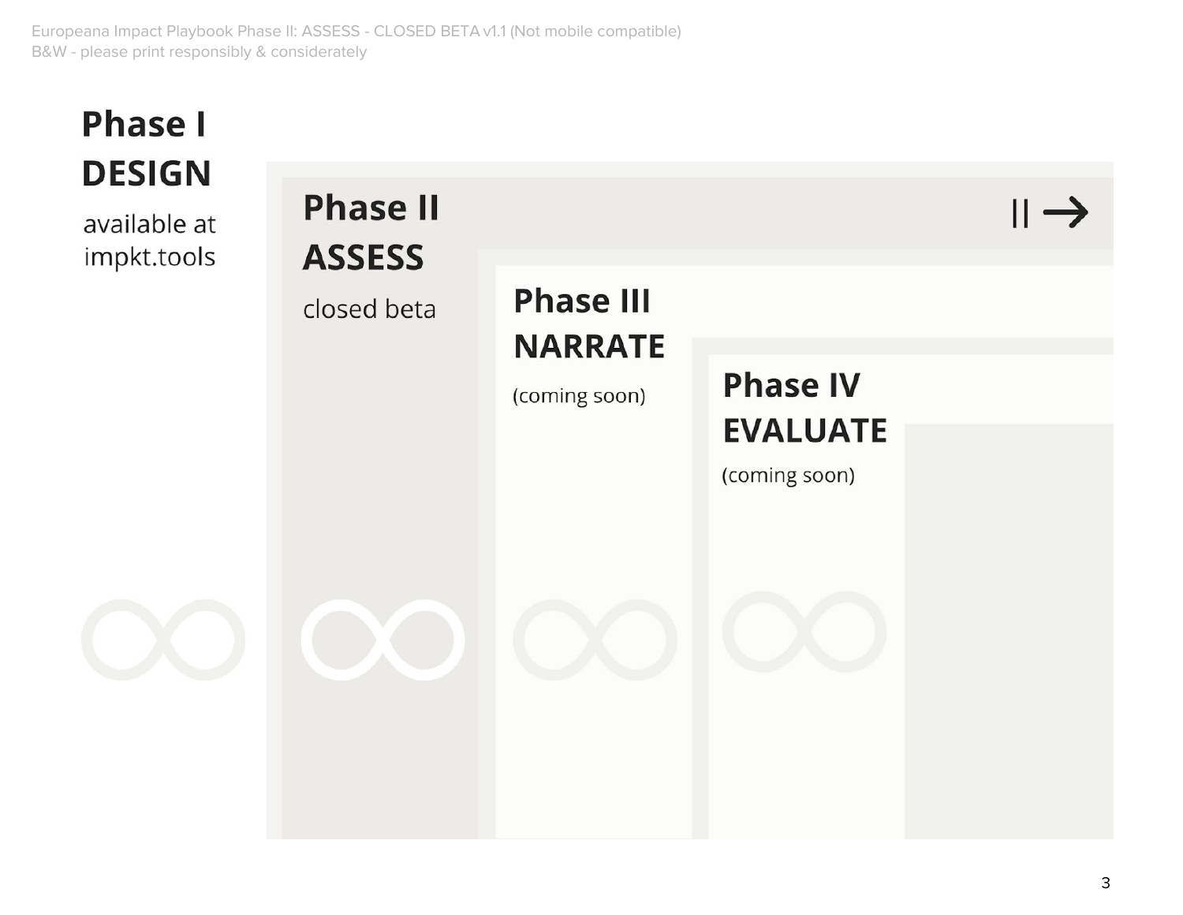**Phase I**
**DESIGN**
available at impkt.tools

**Phase II**
**ASSESS**
closed beta

II →

**Phase III**
**NARRATE**
(coming soon)

**Phase IV**
**EVALUATE**
(coming soon)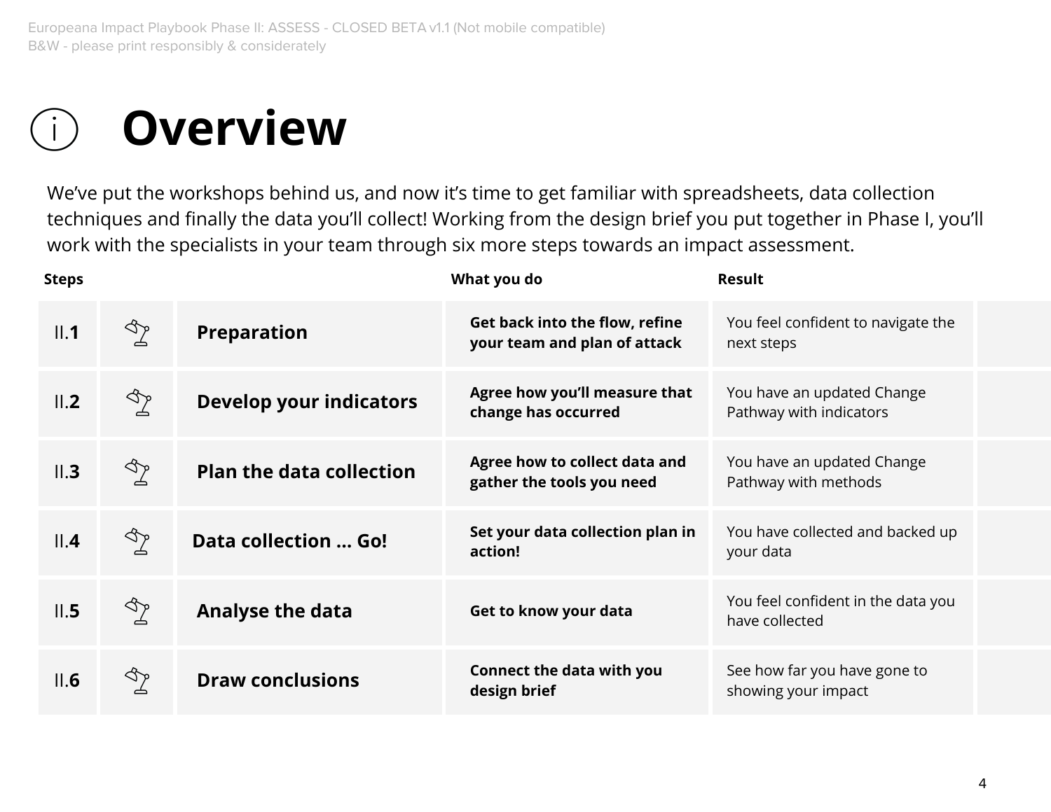# Overview

We've put the workshops behind us, and now it's time to get familiar with spreadsheets, data collection techniques and finally the data you'll collect! Working from the design brief you put together in Phase I, you'll work with the specialists in your team through six more steps towards an impact assessment.

| Steps | | | What you do | Result | |
|---|---|---|---|---|---|
| II.**1** | | **Preparation** | **Get back into the flow, refine your team and plan of attack** | You feel confident to navigate the next steps | |
| II.**2** | | **Develop your indicators** | **Agree how you'll measure that change has occurred** | You have an updated Change Pathway with indicators | |
| II.**3** | | **Plan the data collection** | **Agree how to collect data and gather the tools you need** | You have an updated Change Pathway with methods | |
| II.**4** | | **Data collection … Go!** | **Set your data collection plan in action!** | You have collected and backed up your data | |
| II.**5** | | **Analyse the data** | **Get to know your data** | You feel confident in the data you have collected | |
| II.**6** | | **Draw conclusions** | **Connect the data with you design brief** | See how far you have gone to showing your impact | |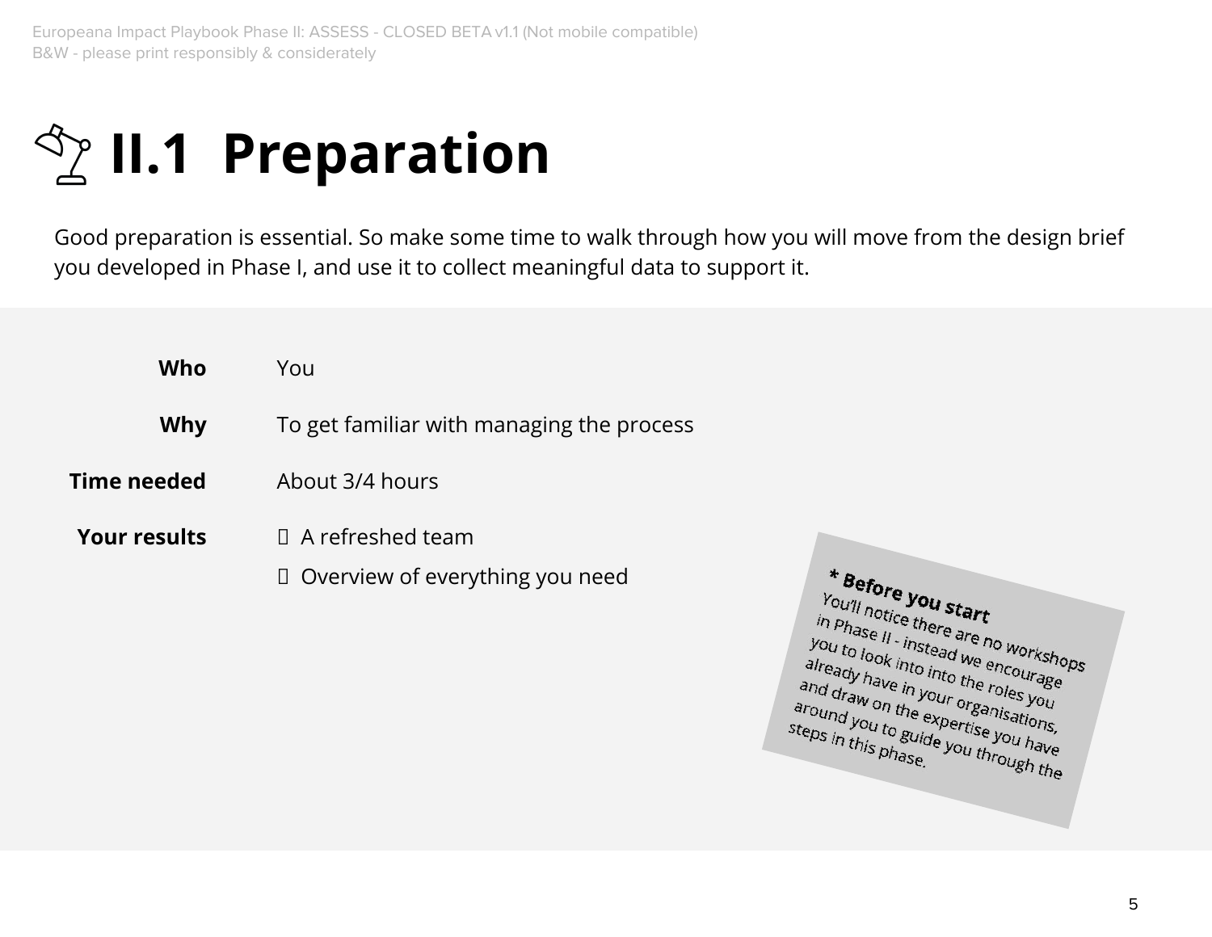# II.1 Preparation

Good preparation is essential. So make some time to walk through how you will move from the design brief you developed in Phase I, and use it to collect meaningful data to support it.

| | |
|---|---|
| **Who** | You |
| **Why** | To get familiar with managing the process |
| **Time needed** | About 3/4 hours |
| **Your results** | A refreshed team<br>Overview of everything you need |

**\* Before you start**
You'll notice there are no workshops in Phase II - instead we encourage you to look into into the roles you already have in your organisations, and draw on the expertise you have around you to guide you through the steps in this phase.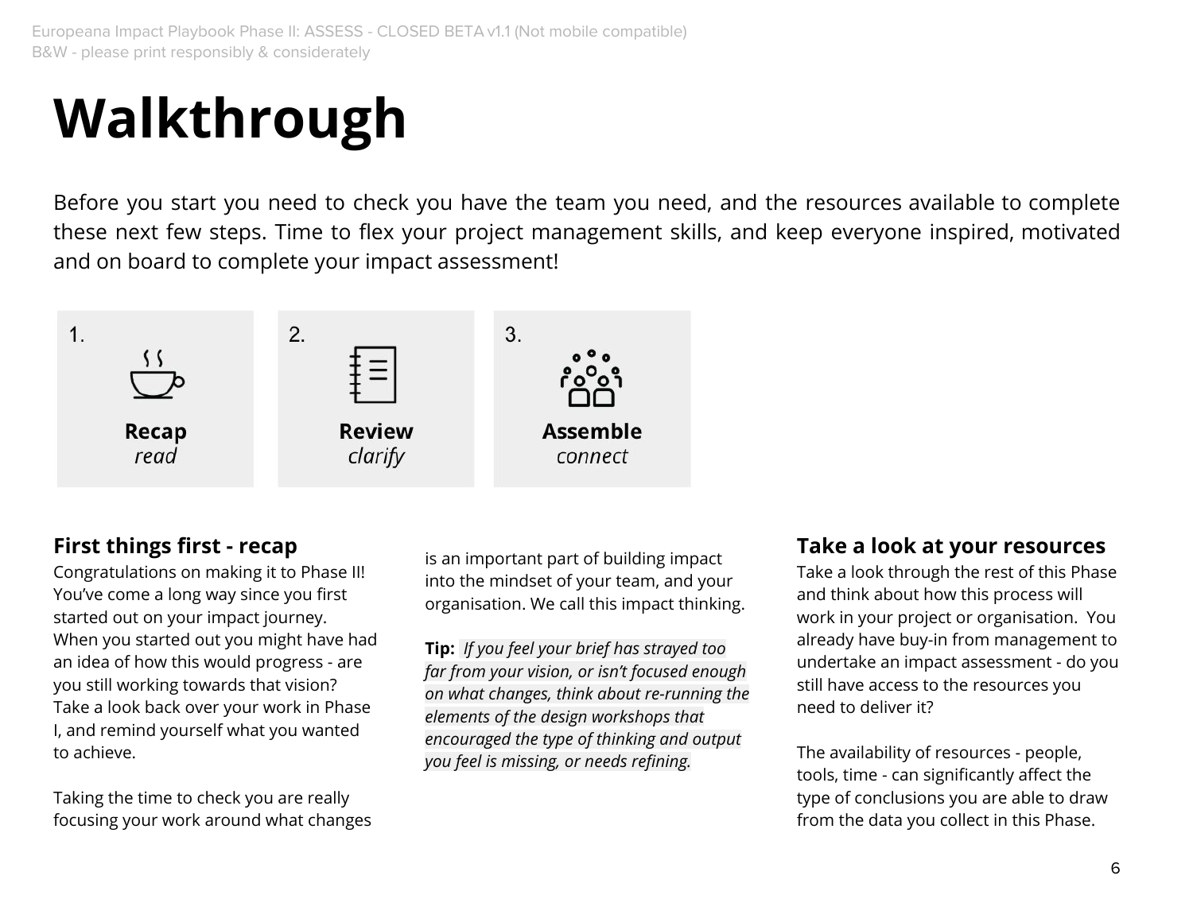# Walkthrough

Before you start you need to check you have the team you need, and the resources available to complete these next few steps. Time to flex your project management skills, and keep everyone inspired, motivated and on board to complete your impact assessment!

1. **Recap** *read*
2. **Review** *clarify*
3. **Assemble** *connect*

### First things first - recap

Congratulations on making it to Phase II! You've come a long way since you first started out on your impact journey. When you started out you might have had an idea of how this would progress - are you still working towards that vision? Take a look back over your work in Phase I, and remind yourself what you wanted to achieve.

Taking the time to check you are really focusing your work around what changes is an important part of building impact into the mindset of your team, and your organisation. We call this impact thinking.

**Tip:** *If you feel your brief has strayed too far from your vision, or isn't focused enough on what changes, think about re-running the elements of the design workshops that encouraged the type of thinking and output you feel is missing, or needs refining.*

### Take a look at your resources

Take a look through the rest of this Phase and think about how this process will work in your project or organisation. You already have buy-in from management to undertake an impact assessment - do you still have access to the resources you need to deliver it?

The availability of resources - people, tools, time - can significantly affect the type of conclusions you are able to draw from the data you collect in this Phase.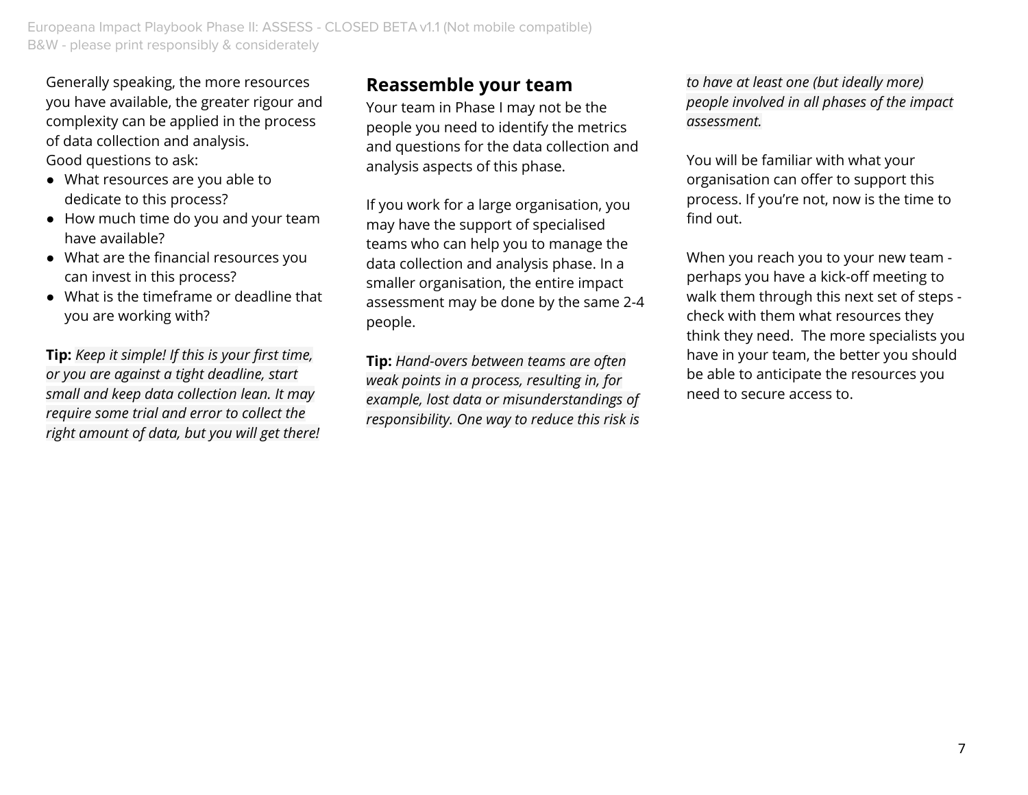Generally speaking, the more resources you have available, the greater rigour and complexity can be applied in the process of data collection and analysis.
Good questions to ask:

- What resources are you able to dedicate to this process?
- How much time do you and your team have available?
- What are the financial resources you can invest in this process?
- What is the timeframe or deadline that you are working with?

**Tip:** *Keep it simple! If this is your first time, or you are against a tight deadline, start small and keep data collection lean. It may require some trial and error to collect the right amount of data, but you will get there!*

## Reassemble your team

Your team in Phase I may not be the people you need to identify the metrics and questions for the data collection and analysis aspects of this phase.

If you work for a large organisation, you may have the support of specialised teams who can help you to manage the data collection and analysis phase. In a smaller organisation, the entire impact assessment may be done by the same 2-4 people.

**Tip:** *Hand-overs between teams are often weak points in a process, resulting in, for example, lost data or misunderstandings of responsibility. One way to reduce this risk is to have at least one (but ideally more) people involved in all phases of the impact assessment.*

You will be familiar with what your organisation can offer to support this process. If you're not, now is the time to find out.

When you reach you to your new team - perhaps you have a kick-off meeting to walk them through this next set of steps - check with them what resources they think they need. The more specialists you have in your team, the better you should be able to anticipate the resources you need to secure access to.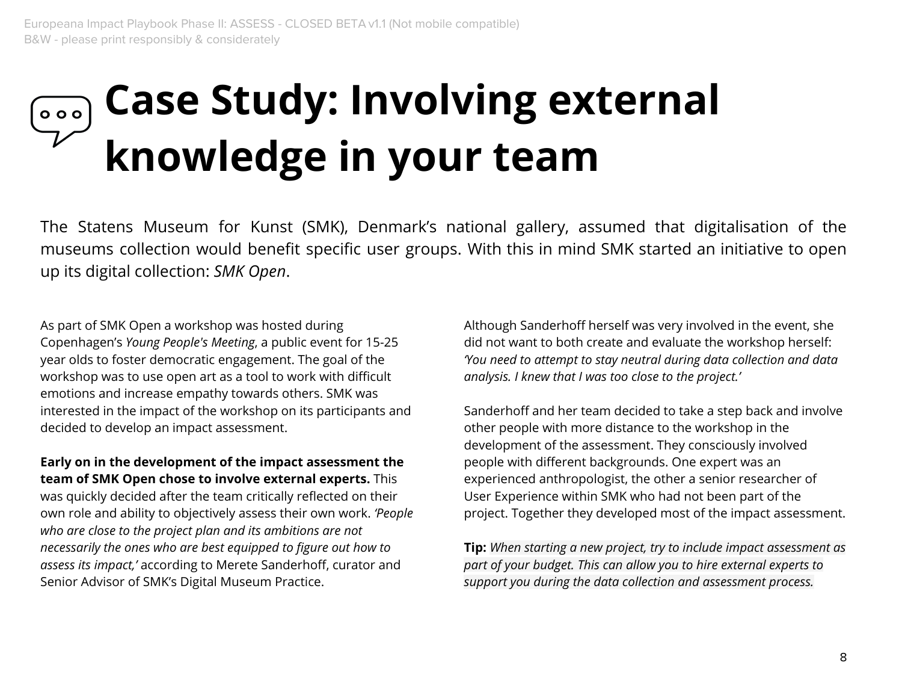# Case Study: Involving external knowledge in your team

The Statens Museum for Kunst (SMK), Denmark's national gallery, assumed that digitalisation of the museums collection would benefit specific user groups. With this in mind SMK started an initiative to open up its digital collection: *SMK Open*.

As part of SMK Open a workshop was hosted during Copenhagen's *Young People's Meeting*, a public event for 15-25 year olds to foster democratic engagement. The goal of the workshop was to use open art as a tool to work with difficult emotions and increase empathy towards others. SMK was interested in the impact of the workshop on its participants and decided to develop an impact assessment.

**Early on in the development of the impact assessment the team of SMK Open chose to involve external experts.** This was quickly decided after the team critically reflected on their own role and ability to objectively assess their own work. *'People who are close to the project plan and its ambitions are not necessarily the ones who are best equipped to figure out how to assess its impact,'* according to Merete Sanderhoff, curator and Senior Advisor of SMK's Digital Museum Practice.

Although Sanderhoff herself was very involved in the event, she did not want to both create and evaluate the workshop herself: *'You need to attempt to stay neutral during data collection and data analysis. I knew that I was too close to the project.'*

Sanderhoff and her team decided to take a step back and involve other people with more distance to the workshop in the development of the assessment. They consciously involved people with different backgrounds. One expert was an experienced anthropologist, the other a senior researcher of User Experience within SMK who had not been part of the project. Together they developed most of the impact assessment.

**Tip:** *When starting a new project, try to include impact assessment as part of your budget. This can allow you to hire external experts to support you during the data collection and assessment process.*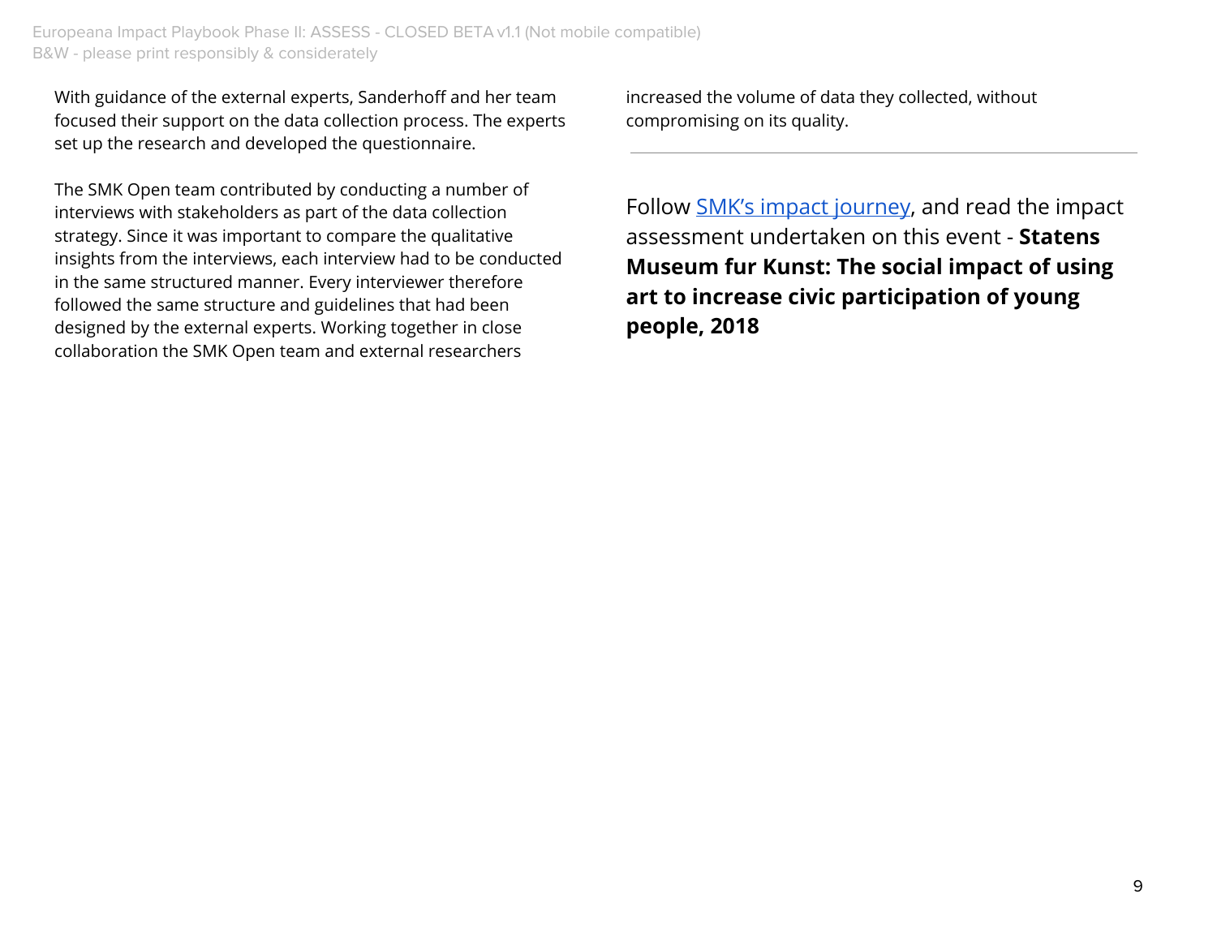With guidance of the external experts, Sanderhoff and her team focused their support on the data collection process. The experts set up the research and developed the questionnaire.

The SMK Open team contributed by conducting a number of interviews with stakeholders as part of the data collection strategy. Since it was important to compare the qualitative insights from the interviews, each interview had to be conducted in the same structured manner. Every interviewer therefore followed the same structure and guidelines that had been designed by the external experts. Working together in close collaboration the SMK Open team and external researchers increased the volume of data they collected, without compromising on its quality.

---

Follow SMK's impact journey, and read the impact assessment undertaken on this event - **Statens Museum fur Kunst: The social impact of using art to increase civic participation of young people, 2018**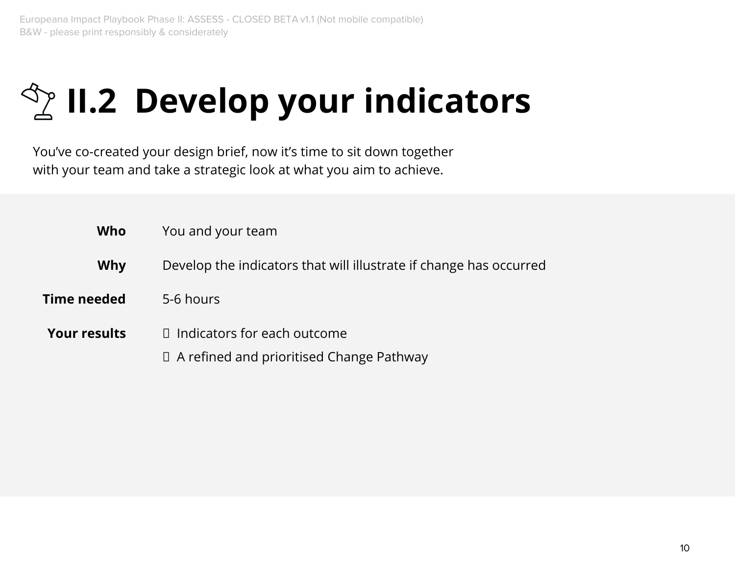# II.2 Develop your indicators

You've co-created your design brief, now it's time to sit down together with your team and take a strategic look at what you aim to achieve.

| | |
|---|---|
| **Who** | You and your team |
| **Why** | Develop the indicators that will illustrate if change has occurred |
| **Time needed** | 5-6 hours |
| **Your results** | Indicators for each outcome<br>A refined and prioritised Change Pathway |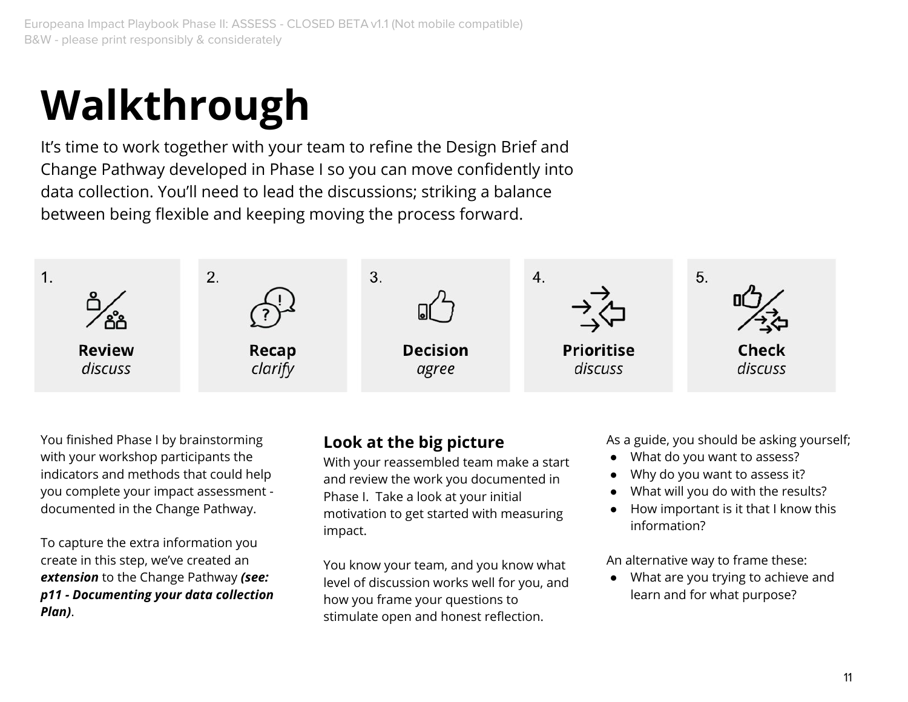# Walkthrough

It's time to work together with your team to refine the Design Brief and Change Pathway developed in Phase I so you can move confidently into data collection. You'll need to lead the discussions; striking a balance between being flexible and keeping moving the process forward.

1. **Review** *discuss*
2. **Recap** *clarify*
3. **Decision** *agree*
4. **Prioritise** *discuss*
5. **Check** *discuss*

You finished Phase I by brainstorming with your workshop participants the indicators and methods that could help you complete your impact assessment - documented in the Change Pathway.

To capture the extra information you create in this step, we've created an ***extension*** to the Change Pathway ***(see: p11 - Documenting your data collection Plan)***.

## Look at the big picture

With your reassembled team make a start and review the work you documented in Phase I. Take a look at your initial motivation to get started with measuring impact.

You know your team, and you know what level of discussion works well for you, and how you frame your questions to stimulate open and honest reflection.

As a guide, you should be asking yourself;

- What do you want to assess?
- Why do you want to assess it?
- What will you do with the results?
- How important is it that I know this information?

An alternative way to frame these:

- What are you trying to achieve and learn and for what purpose?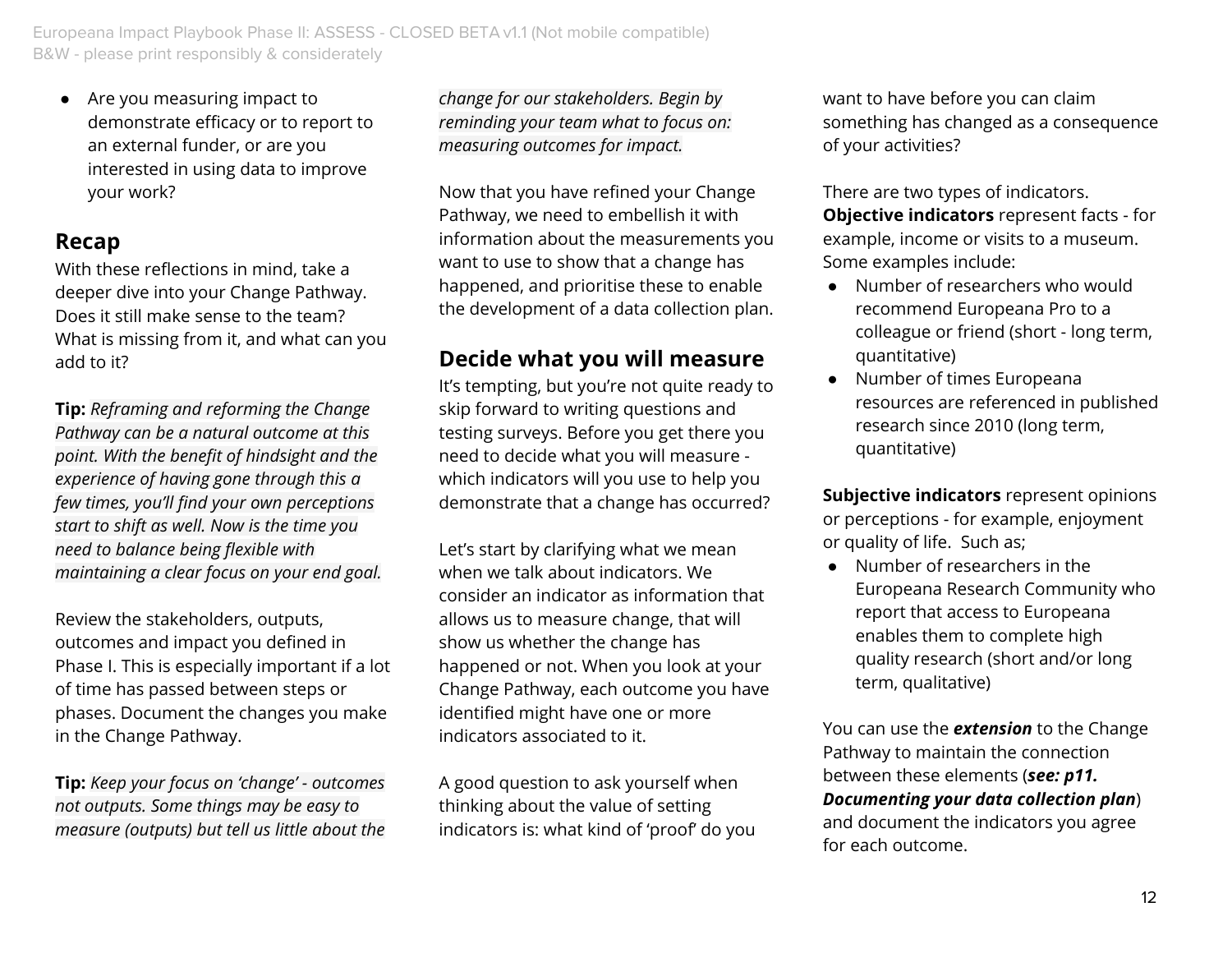- Are you measuring impact to demonstrate efficacy or to report to an external funder, or are you interested in using data to improve your work?

## Recap

With these reflections in mind, take a deeper dive into your Change Pathway. Does it still make sense to the team? What is missing from it, and what can you add to it?

**Tip:** *Reframing and reforming the Change Pathway can be a natural outcome at this point. With the benefit of hindsight and the experience of having gone through this a few times, you'll find your own perceptions start to shift as well. Now is the time you need to balance being flexible with maintaining a clear focus on your end goal.*

Review the stakeholders, outputs, outcomes and impact you defined in Phase I. This is especially important if a lot of time has passed between steps or phases. Document the changes you make in the Change Pathway.

**Tip:** *Keep your focus on 'change' - outcomes not outputs. Some things may be easy to measure (outputs) but tell us little about the change for our stakeholders. Begin by reminding your team what to focus on: measuring outcomes for impact.*

Now that you have refined your Change Pathway, we need to embellish it with information about the measurements you want to use to show that a change has happened, and prioritise these to enable the development of a data collection plan.

## Decide what you will measure

It's tempting, but you're not quite ready to skip forward to writing questions and testing surveys. Before you get there you need to decide what you will measure - which indicators will you use to help you demonstrate that a change has occurred?

Let's start by clarifying what we mean when we talk about indicators. We consider an indicator as information that allows us to measure change, that will show us whether the change has happened or not. When you look at your Change Pathway, each outcome you have identified might have one or more indicators associated to it.

A good question to ask yourself when thinking about the value of setting indicators is: what kind of 'proof' do you want to have before you can claim something has changed as a consequence of your activities?

There are two types of indicators. **Objective indicators** represent facts - for example, income or visits to a museum. Some examples include:

- Number of researchers who would recommend Europeana Pro to a colleague or friend (short - long term, quantitative)
- Number of times Europeana resources are referenced in published research since 2010 (long term, quantitative)

**Subjective indicators** represent opinions or perceptions - for example, enjoyment or quality of life. Such as;

- Number of researchers in the Europeana Research Community who report that access to Europeana enables them to complete high quality research (short and/or long term, qualitative)

You can use the ***extension*** to the Change Pathway to maintain the connection between these elements (***see: p11. Documenting your data collection plan***) and document the indicators you agree for each outcome.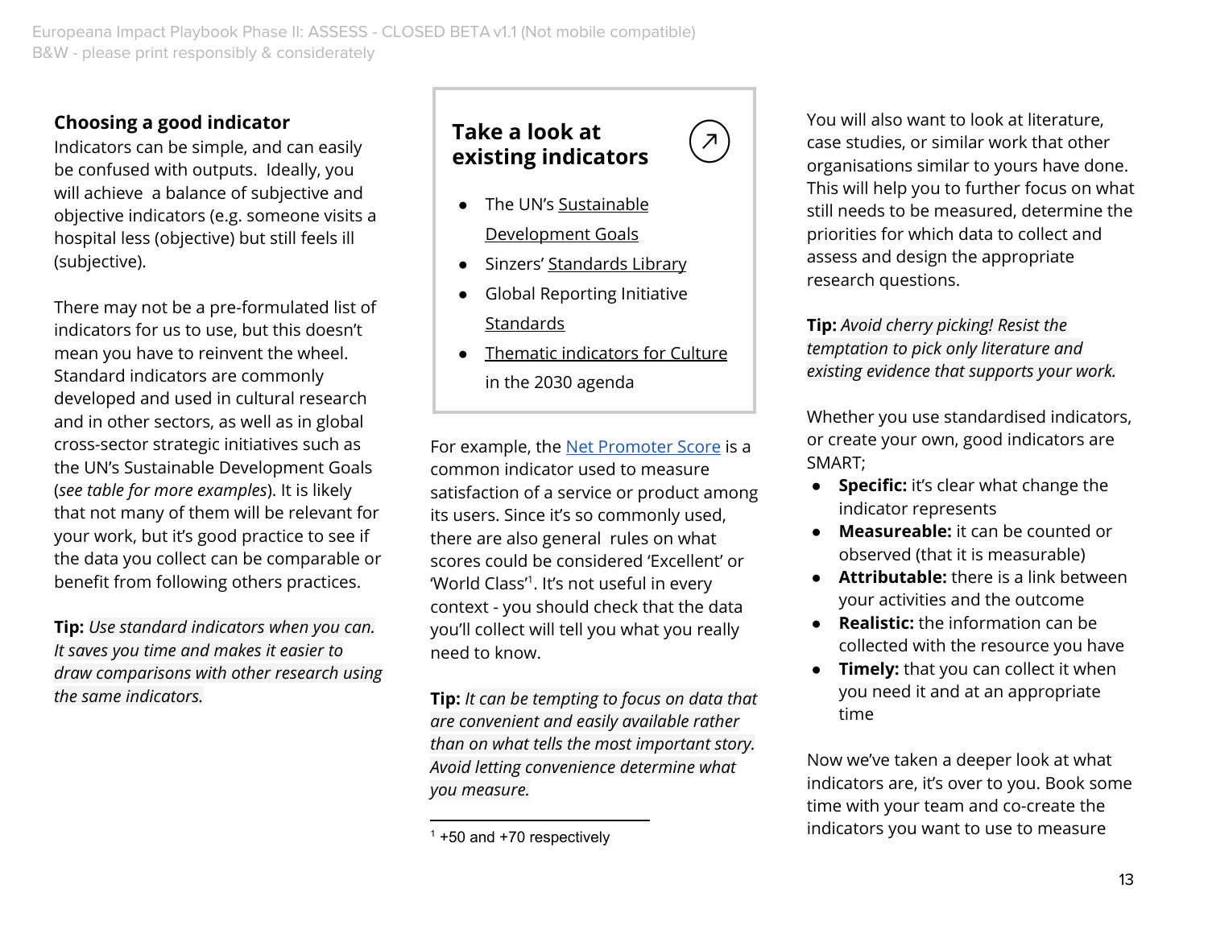## Choosing a good indicator

Indicators can be simple, and can easily be confused with outputs. Ideally, you will achieve a balance of subjective and objective indicators (e.g. someone visits a hospital less (objective) but still feels ill (subjective).

There may not be a pre-formulated list of indicators for us to use, but this doesn't mean you have to reinvent the wheel. Standard indicators are commonly developed and used in cultural research and in other sectors, as well as in global cross-sector strategic initiatives such as the UN's Sustainable Development Goals (*see table for more examples*). It is likely that not many of them will be relevant for your work, but it's good practice to see if the data you collect can be comparable or benefit from following others practices.

**Tip:** *Use standard indicators when you can. It saves you time and makes it easier to draw comparisons with other research using the same indicators.*

### Take a look at existing indicators

- The UN's Sustainable Development Goals
- Sinzers' Standards Library
- Global Reporting Initiative Standards
- Thematic indicators for Culture in the 2030 agenda

For example, the Net Promoter Score is a common indicator used to measure satisfaction of a service or product among its users. Since it's so commonly used, there are also general rules on what scores could be considered 'Excellent' or 'World Class'[1]. It's not useful in every context - you should check that the data you'll collect will tell you what you really need to know.

**Tip:** *It can be tempting to focus on data that are convenient and easily available rather than on what tells the most important story. Avoid letting convenience determine what you measure.*

[1] +50 and +70 respectively

You will also want to look at literature, case studies, or similar work that other organisations similar to yours have done. This will help you to further focus on what still needs to be measured, determine the priorities for which data to collect and assess and design the appropriate research questions.

**Tip:** *Avoid cherry picking! Resist the temptation to pick only literature and existing evidence that supports your work.*

Whether you use standardised indicators, or create your own, good indicators are SMART;

- **Specific:** it's clear what change the indicator represents
- **Measureable:** it can be counted or observed (that it is measurable)
- **Attributable:** there is a link between your activities and the outcome
- **Realistic:** the information can be collected with the resource you have
- **Timely:** that you can collect it when you need it and at an appropriate time

Now we've taken a deeper look at what indicators are, it's over to you. Book some time with your team and co-create the indicators you want to use to measure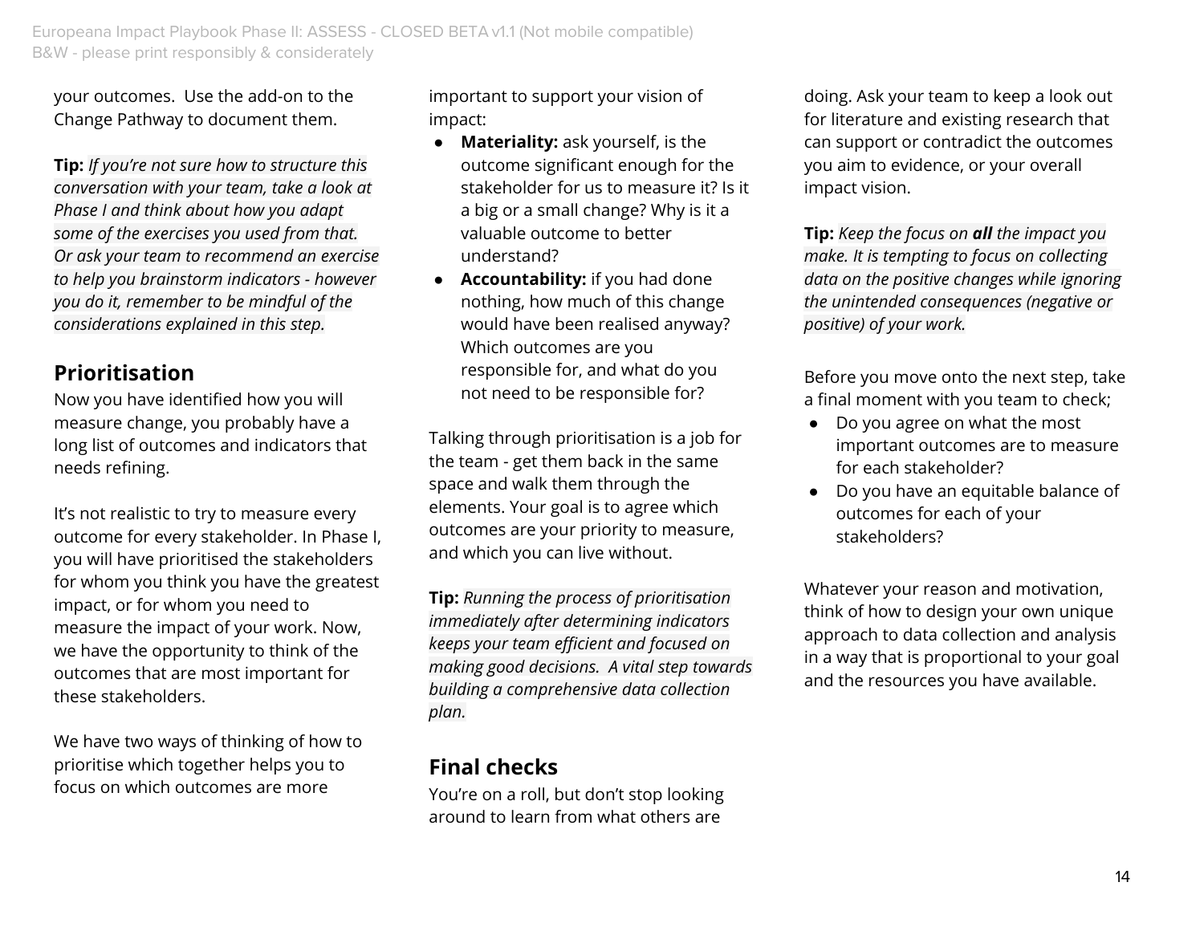your outcomes. Use the add-on to the Change Pathway to document them.

**Tip:** *If you're not sure how to structure this conversation with your team, take a look at Phase I and think about how you adapt some of the exercises you used from that. Or ask your team to recommend an exercise to help you brainstorm indicators - however you do it, remember to be mindful of the considerations explained in this step.*

## Prioritisation

Now you have identified how you will measure change, you probably have a long list of outcomes and indicators that needs refining.

It's not realistic to try to measure every outcome for every stakeholder. In Phase I, you will have prioritised the stakeholders for whom you think you have the greatest impact, or for whom you need to measure the impact of your work. Now, we have the opportunity to think of the outcomes that are most important for these stakeholders.

We have two ways of thinking of how to prioritise which together helps you to focus on which outcomes are more important to support your vision of impact:

- **Materiality:** ask yourself, is the outcome significant enough for the stakeholder for us to measure it? Is it a big or a small change? Why is it a valuable outcome to better understand?
- **Accountability:** if you had done nothing, how much of this change would have been realised anyway? Which outcomes are you responsible for, and what do you not need to be responsible for?

Talking through prioritisation is a job for the team - get them back in the same space and walk them through the elements. Your goal is to agree which outcomes are your priority to measure, and which you can live without.

**Tip:** *Running the process of prioritisation immediately after determining indicators keeps your team efficient and focused on making good decisions. A vital step towards building a comprehensive data collection plan.*

## Final checks

You're on a roll, but don't stop looking around to learn from what others are doing. Ask your team to keep a look out for literature and existing research that can support or contradict the outcomes you aim to evidence, or your overall impact vision.

**Tip:** *Keep the focus on **all** the impact you make. It is tempting to focus on collecting data on the positive changes while ignoring the unintended consequences (negative or positive) of your work.*

Before you move onto the next step, take a final moment with you team to check;

- Do you agree on what the most important outcomes are to measure for each stakeholder?
- Do you have an equitable balance of outcomes for each of your stakeholders?

Whatever your reason and motivation, think of how to design your own unique approach to data collection and analysis in a way that is proportional to your goal and the resources you have available.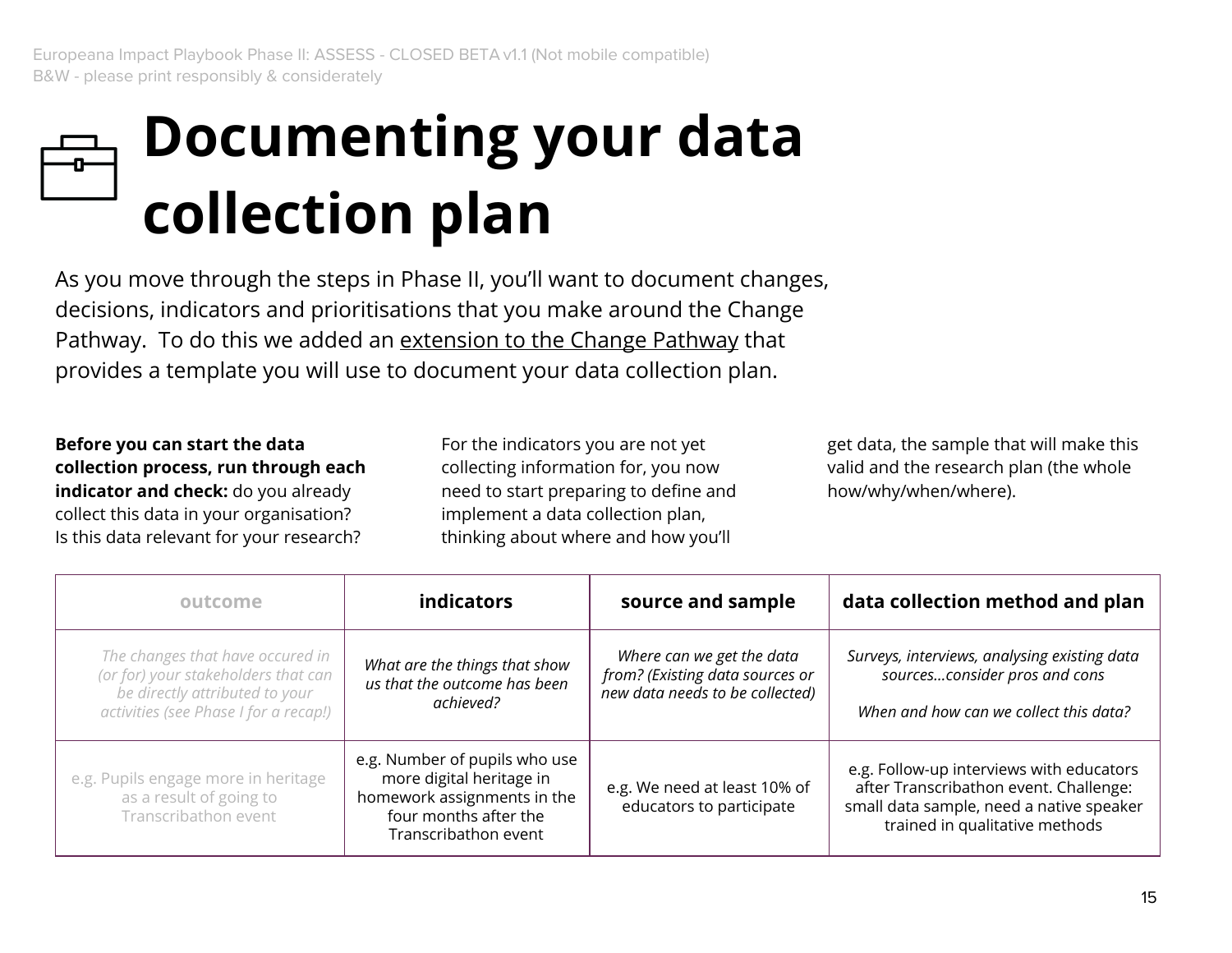# Documenting your data collection plan

As you move through the steps in Phase II, you'll want to document changes, decisions, indicators and prioritisations that you make around the Change Pathway. To do this we added an extension to the Change Pathway that provides a template you will use to document your data collection plan.

**Before you can start the data collection process, run through each indicator and check:** do you already collect this data in your organisation? Is this data relevant for your research? For the indicators you are not yet collecting information for, you now need to start preparing to define and implement a data collection plan, thinking about where and how you'll get data, the sample that will make this valid and the research plan (the whole how/why/when/where).

| outcome | **indicators** | **source and sample** | **data collection method and plan** |
|---|---|---|---|
| *The changes that have occured in (or for) your stakeholders that can be directly attributed to your activities (see Phase I for a recap!)* | *What are the things that show us that the outcome has been achieved?* | *Where can we get the data from? (Existing data sources or new data needs to be collected)* | *Surveys, interviews, analysing existing data sources...consider pros and cons*<br><br>*When and how can we collect this data?* |
| e.g. Pupils engage more in heritage as a result of going to Transcribathon event | e.g. Number of pupils who use more digital heritage in homework assignments in the four months after the Transcribathon event | e.g. We need at least 10% of educators to participate | e.g. Follow-up interviews with educators after Transcribathon event. Challenge: small data sample, need a native speaker trained in qualitative methods |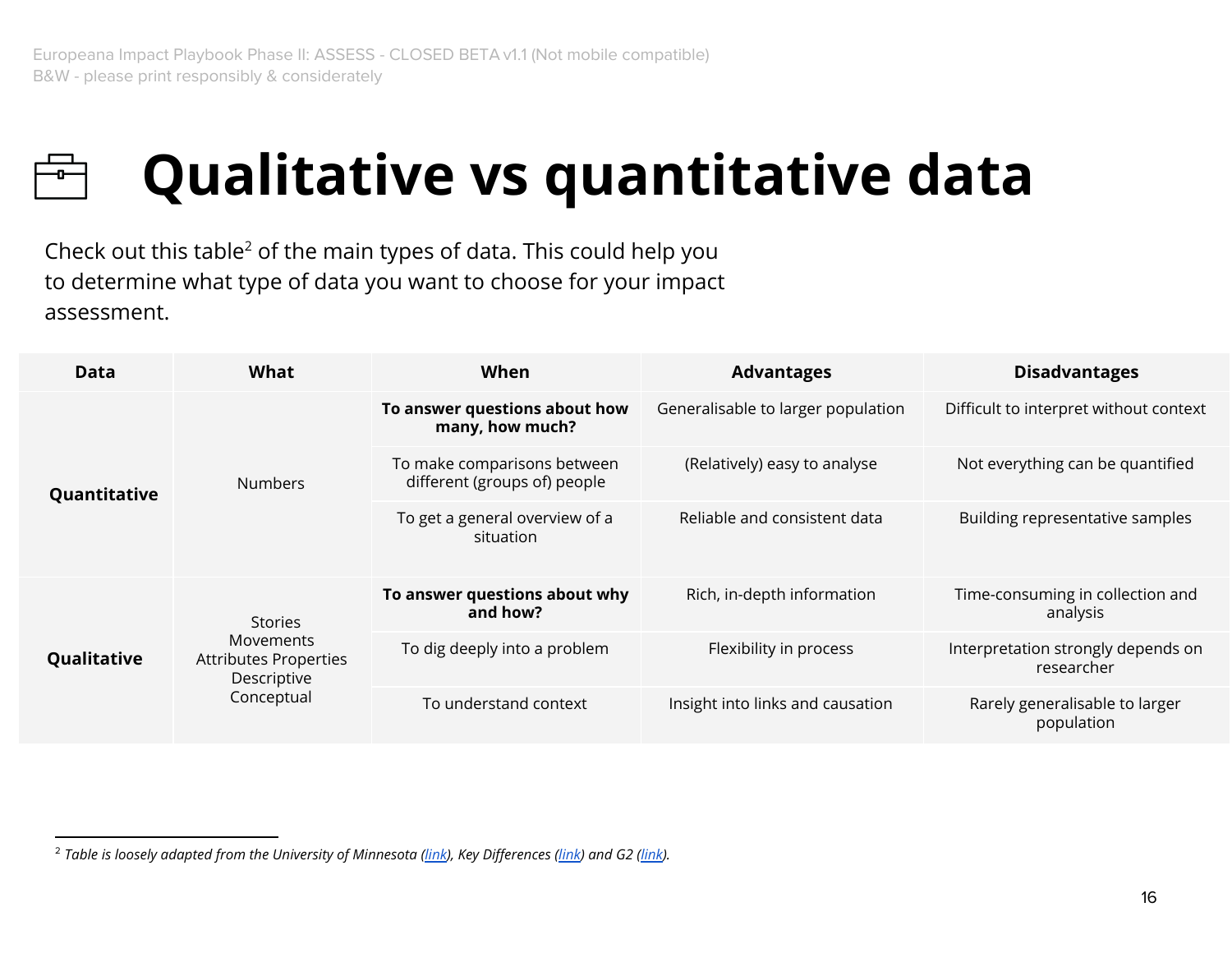# Qualitative vs quantitative data

Check out this table[2] of the main types of data. This could help you to determine what type of data you want to choose for your impact assessment.

| Data | What | When | Advantages | Disadvantages |
|---|---|---|---|---|
| **Quantitative** | Numbers | **To answer questions about how many, how much?** | Generalisable to larger population | Difficult to interpret without context |
| | | To make comparisons between different (groups of) people | (Relatively) easy to analyse | Not everything can be quantified |
| | | To get a general overview of a situation | Reliable and consistent data | Building representative samples |
| **Qualitative** | Stories<br>Movements<br>Attributes Properties<br>Descriptive<br>Conceptual | **To answer questions about why and how?** | Rich, in-depth information | Time-consuming in collection and analysis |
| | | To dig deeply into a problem | Flexibility in process | Interpretation strongly depends on researcher |
| | | To understand context | Insight into links and causation | Rarely generalisable to larger population |

[2] *Table is loosely adapted from the University of Minnesota (link), Key Differences (link) and G2 (link).*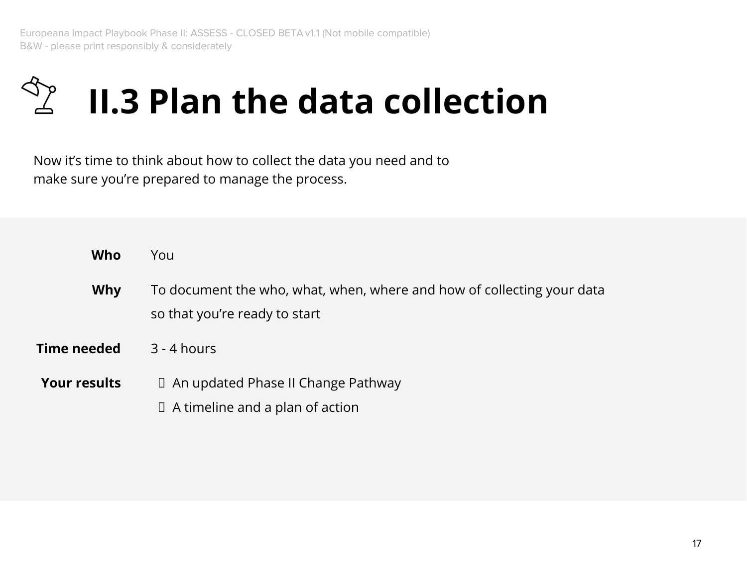# II.3 Plan the data collection

Now it's time to think about how to collect the data you need and to make sure you're prepared to manage the process.

**Who** You

**Why** To document the who, what, when, where and how of collecting your data so that you're ready to start

**Time needed** 3 - 4 hours

**Your results**

- An updated Phase II Change Pathway
- A timeline and a plan of action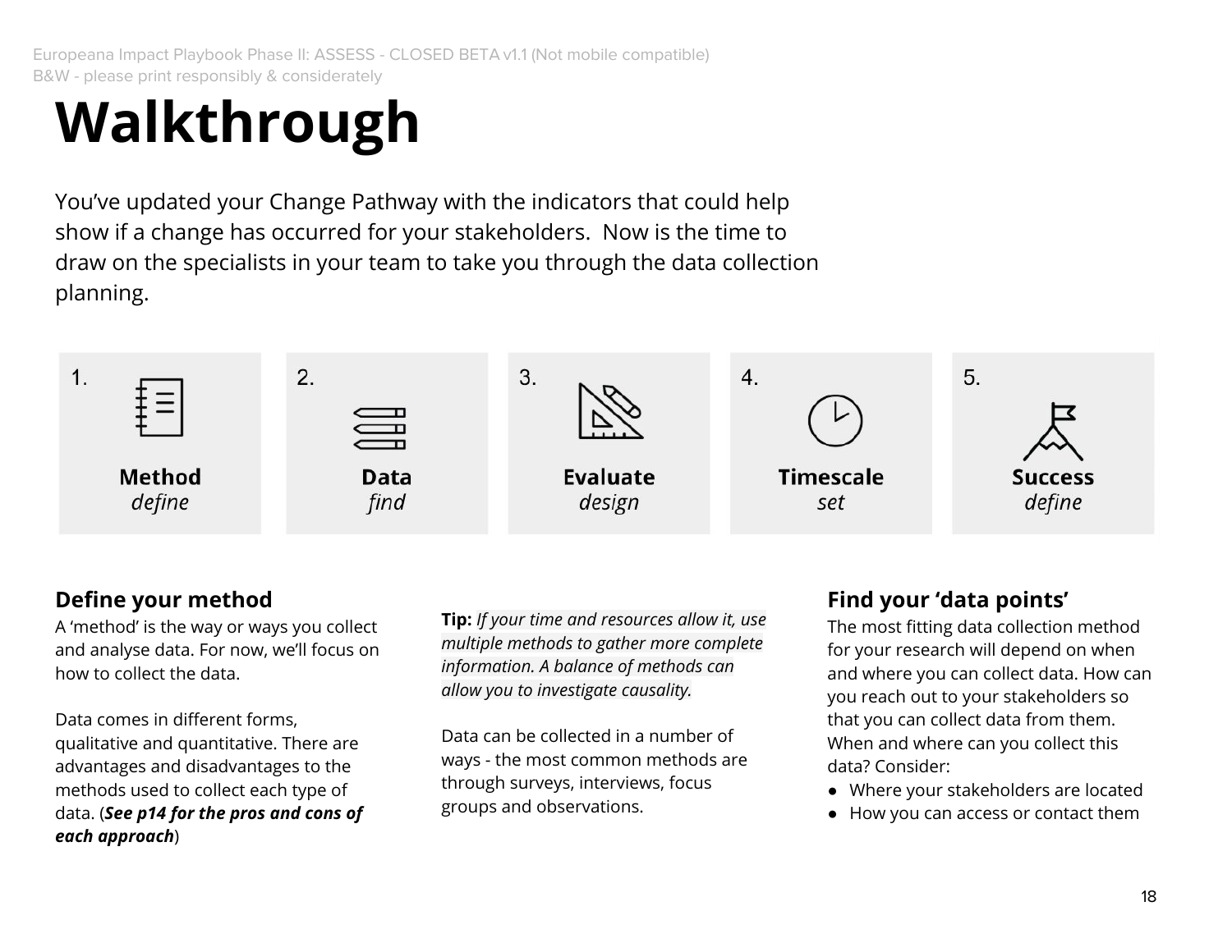# Walkthrough

You've updated your Change Pathway with the indicators that could help show if a change has occurred for your stakeholders. Now is the time to draw on the specialists in your team to take you through the data collection planning.

1. **Method** *define*
2. **Data** *find*
3. **Evaluate** *design*
4. **Timescale** *set*
5. **Success** *define*

### Define your method

A 'method' is the way or ways you collect and analyse data. For now, we'll focus on how to collect the data.

Data comes in different forms, qualitative and quantitative. There are advantages and disadvantages to the methods used to collect each type of data. (***See p14 for the pros and cons of each approach***)

**Tip:** *If your time and resources allow it, use multiple methods to gather more complete information. A balance of methods can allow you to investigate causality.*

Data can be collected in a number of ways - the most common methods are through surveys, interviews, focus groups and observations.

### Find your 'data points'

The most fitting data collection method for your research will depend on when and where you can collect data. How can you reach out to your stakeholders so that you can collect data from them. When and where can you collect this data? Consider:

- Where your stakeholders are located
- How you can access or contact them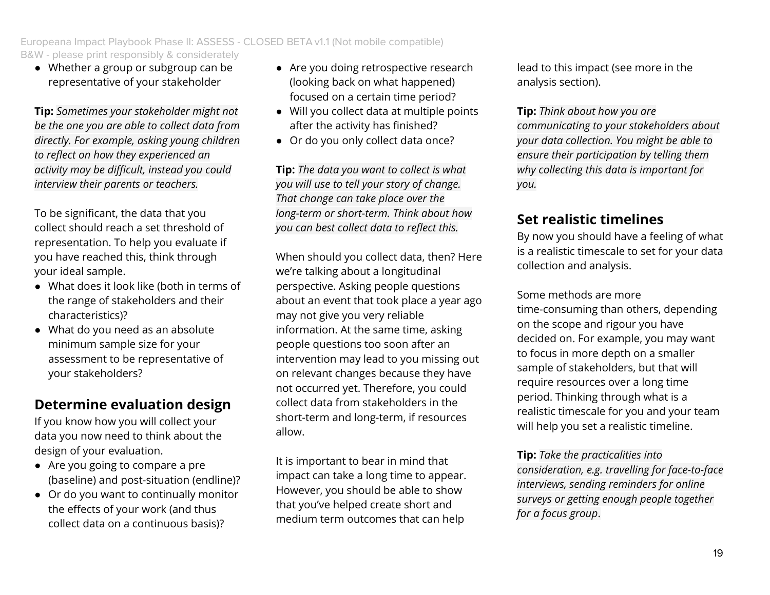- Whether a group or subgroup can be representative of your stakeholder

**Tip:** *Sometimes your stakeholder might not be the one you are able to collect data from directly. For example, asking young children to reflect on how they experienced an activity may be difficult, instead you could interview their parents or teachers.*

To be significant, the data that you collect should reach a set threshold of representation. To help you evaluate if you have reached this, think through your ideal sample.

- What does it look like (both in terms of the range of stakeholders and their characteristics)?
- What do you need as an absolute minimum sample size for your assessment to be representative of your stakeholders?

## Determine evaluation design

If you know how you will collect your data you now need to think about the design of your evaluation.

- Are you going to compare a pre (baseline) and post-situation (endline)?
- Or do you want to continually monitor the effects of your work (and thus collect data on a continuous basis)?
- Are you doing retrospective research (looking back on what happened) focused on a certain time period?
- Will you collect data at multiple points after the activity has finished?
- Or do you only collect data once?

**Tip:** *The data you want to collect is what you will use to tell your story of change. That change can take place over the long-term or short-term. Think about how you can best collect data to reflect this.*

When should you collect data, then? Here we're talking about a longitudinal perspective. Asking people questions about an event that took place a year ago may not give you very reliable information. At the same time, asking people questions too soon after an intervention may lead to you missing out on relevant changes because they have not occurred yet. Therefore, you could collect data from stakeholders in the short-term and long-term, if resources allow.

It is important to bear in mind that impact can take a long time to appear. However, you should be able to show that you've helped create short and medium term outcomes that can help lead to this impact (see more in the analysis section).

**Tip:** *Think about how you are communicating to your stakeholders about your data collection. You might be able to ensure their participation by telling them why collecting this data is important for you.*

## Set realistic timelines

By now you should have a feeling of what is a realistic timescale to set for your data collection and analysis.

Some methods are more time-consuming than others, depending on the scope and rigour you have decided on. For example, you may want to focus in more depth on a smaller sample of stakeholders, but that will require resources over a long time period. Thinking through what is a realistic timescale for you and your team will help you set a realistic timeline.

**Tip:** *Take the practicalities into consideration, e.g. travelling for face-to-face interviews, sending reminders for online surveys or getting enough people together for a focus group*.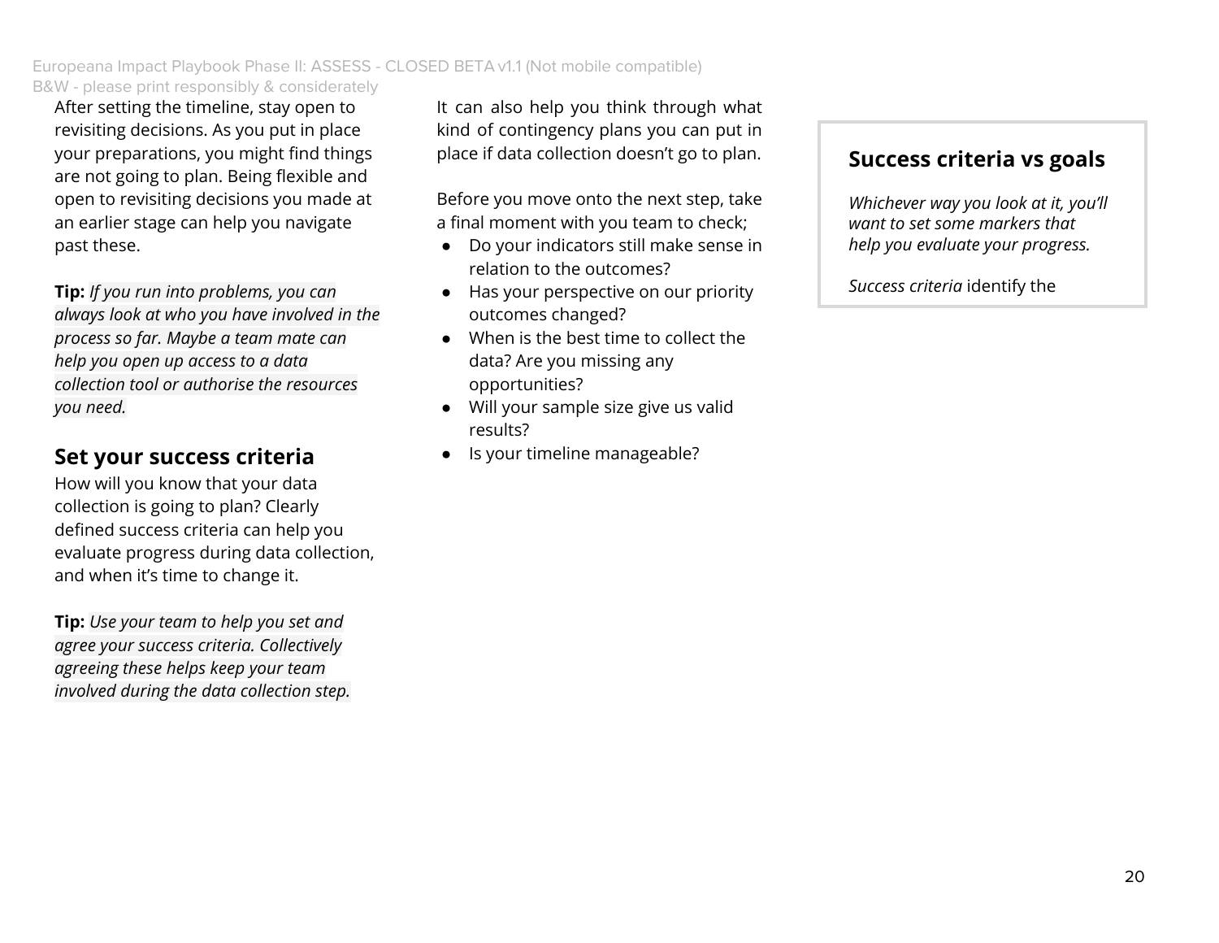After setting the timeline, stay open to revisiting decisions. As you put in place your preparations, you might find things are not going to plan. Being flexible and open to revisiting decisions you made at an earlier stage can help you navigate past these.

**Tip:** *If you run into problems, you can always look at who you have involved in the process so far. Maybe a team mate can help you open up access to a data collection tool or authorise the resources you need.*

## Set your success criteria

How will you know that your data collection is going to plan? Clearly defined success criteria can help you evaluate progress during data collection, and when it's time to change it.

**Tip:** *Use your team to help you set and agree your success criteria. Collectively agreeing these helps keep your team involved during the data collection step.*

It can also help you think through what kind of contingency plans you can put in place if data collection doesn't go to plan.

Before you move onto the next step, take a final moment with you team to check;

- Do your indicators still make sense in relation to the outcomes?
- Has your perspective on our priority outcomes changed?
- When is the best time to collect the data? Are you missing any opportunities?
- Will your sample size give us valid results?
- Is your timeline manageable?

### Success criteria vs goals

*Whichever way you look at it, you'll want to set some markers that help you evaluate your progress.*

*Success criteria* identify the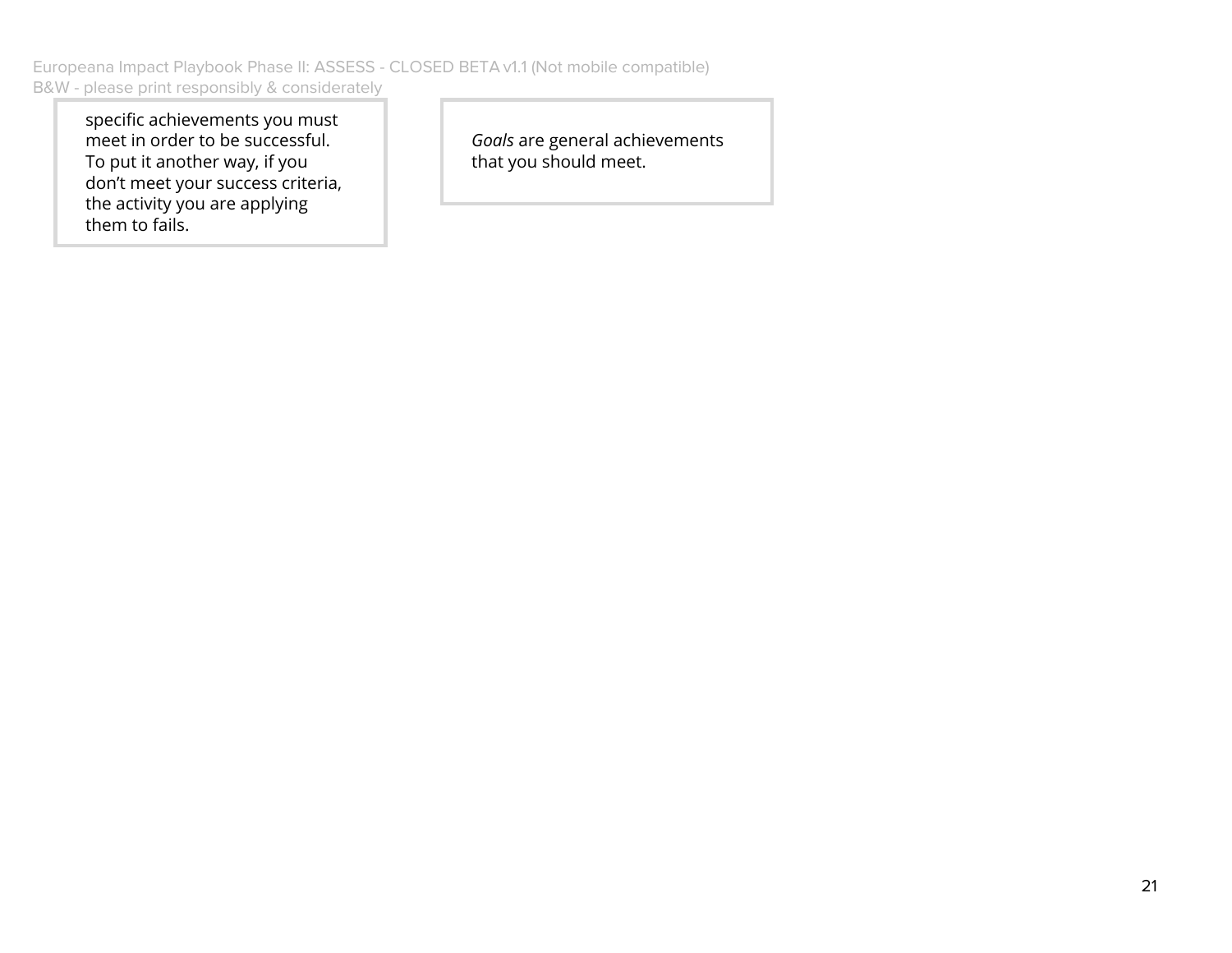specific achievements you must meet in order to be successful. To put it another way, if you don’t meet your success criteria, the activity you are applying them to fails.

*Goals* are general achievements that you should meet.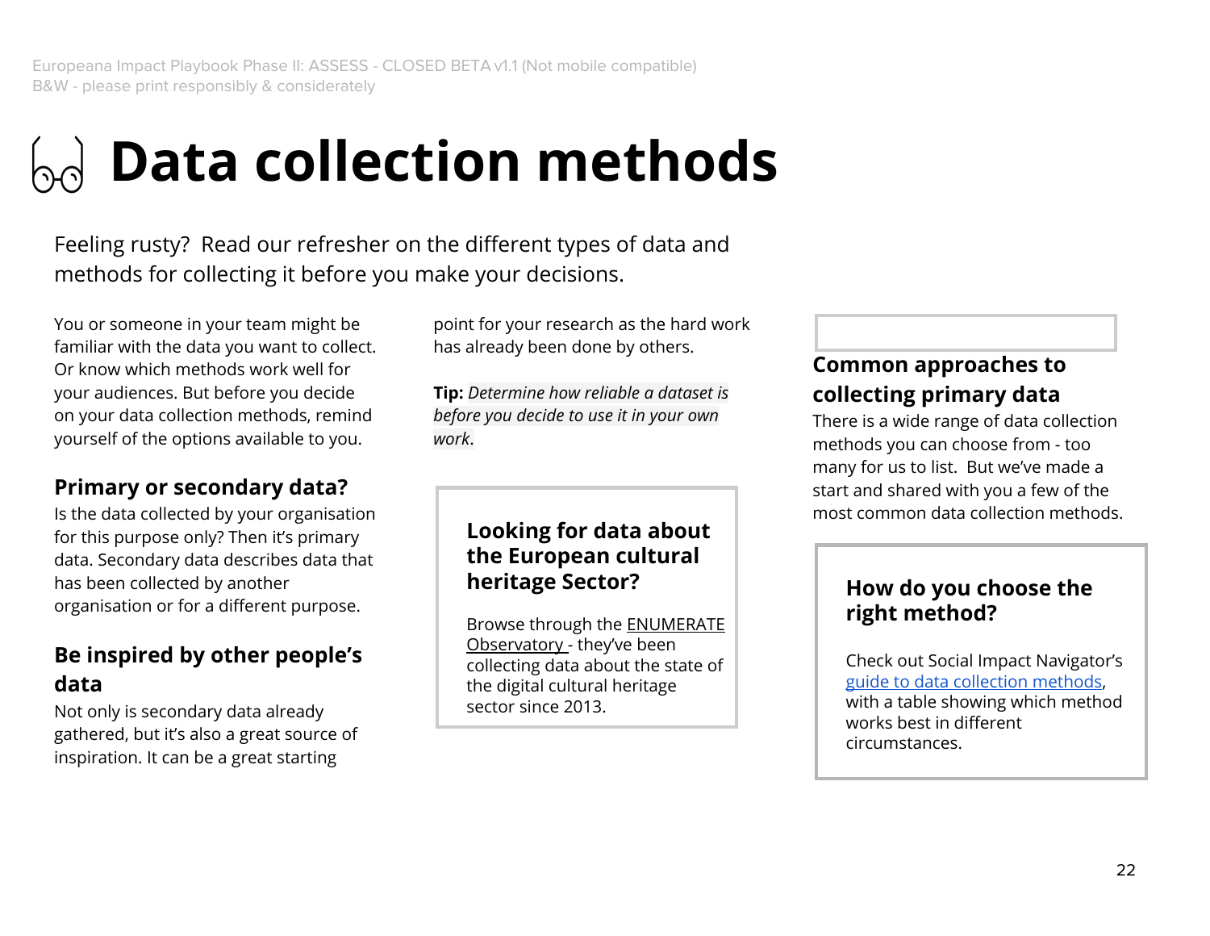# Data collection methods

Feeling rusty? Read our refresher on the different types of data and methods for collecting it before you make your decisions.

You or someone in your team might be familiar with the data you want to collect. Or know which methods work well for your audiences. But before you decide on your data collection methods, remind yourself of the options available to you.

## Primary or secondary data?

Is the data collected by your organisation for this purpose only? Then it's primary data. Secondary data describes data that has been collected by another organisation or for a different purpose.

## Be inspired by other people's data

Not only is secondary data already gathered, but it's also a great source of inspiration. It can be a great starting point for your research as the hard work has already been done by others.

**Tip:** *Determine how reliable a dataset is before you decide to use it in your own work*.

### Looking for data about the European cultural heritage Sector?

Browse through the ENUMERATE Observatory - they've been collecting data about the state of the digital cultural heritage sector since 2013.

## Common approaches to collecting primary data

There is a wide range of data collection methods you can choose from - too many for us to list. But we've made a start and shared with you a few of the most common data collection methods.

### How do you choose the right method?

Check out Social Impact Navigator's guide to data collection methods, with a table showing which method works best in different circumstances.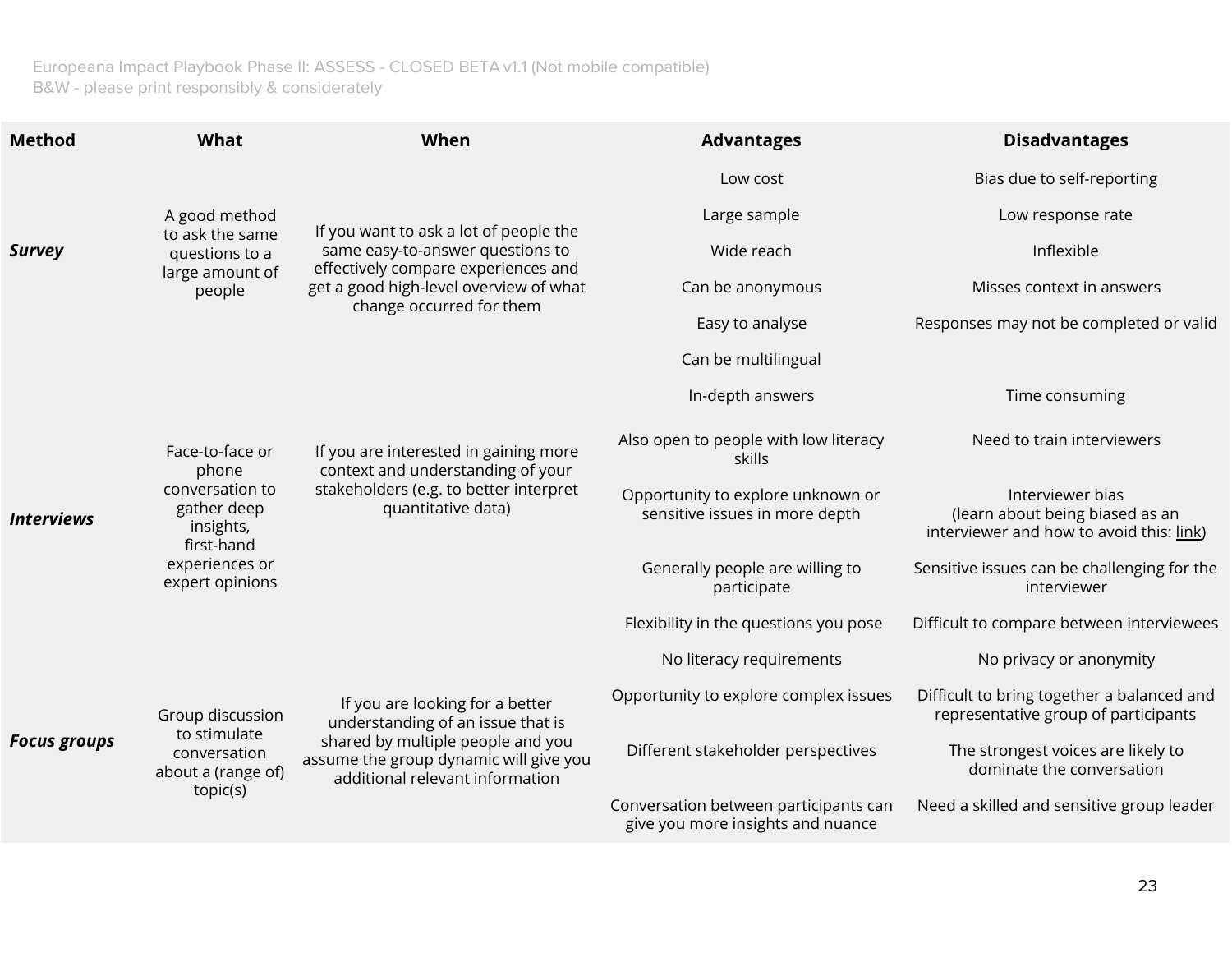| Method | What | When | Advantages | Disadvantages |
|---|---|---|---|---|
| ***Survey*** | A good method to ask the same questions to a large amount of people | If you want to ask a lot of people the same easy-to-answer questions to effectively compare experiences and get a good high-level overview of what change occurred for them | Low cost | Bias due to self-reporting |
| | | | Large sample | Low response rate |
| | | | Wide reach | Inflexible |
| | | | Can be anonymous | Misses context in answers |
| | | | Easy to analyse | Responses may not be completed or valid |
| | | | Can be multilingual | |
| ***Interviews*** | Face-to-face or phone conversation to gather deep insights, first-hand experiences or expert opinions | If you are interested in gaining more context and understanding of your stakeholders (e.g. to better interpret quantitative data) | In-depth answers | Time consuming |
| | | | Also open to people with low literacy skills | Need to train interviewers |
| | | | Opportunity to explore unknown or sensitive issues in more depth | Interviewer bias (learn about being biased as an interviewer and how to avoid this: link) |
| | | | Generally people are willing to participate | Sensitive issues can be challenging for the interviewer |
| | | | Flexibility in the questions you pose | Difficult to compare between interviewees |
| ***Focus groups*** | Group discussion to stimulate conversation about a (range of) topic(s) | If you are looking for a better understanding of an issue that is shared by multiple people and you assume the group dynamic will give you additional relevant information | No literacy requirements | No privacy or anonymity |
| | | | Opportunity to explore complex issues | Difficult to bring together a balanced and representative group of participants |
| | | | Different stakeholder perspectives | The strongest voices are likely to dominate the conversation |
| | | | Conversation between participants can give you more insights and nuance | Need a skilled and sensitive group leader |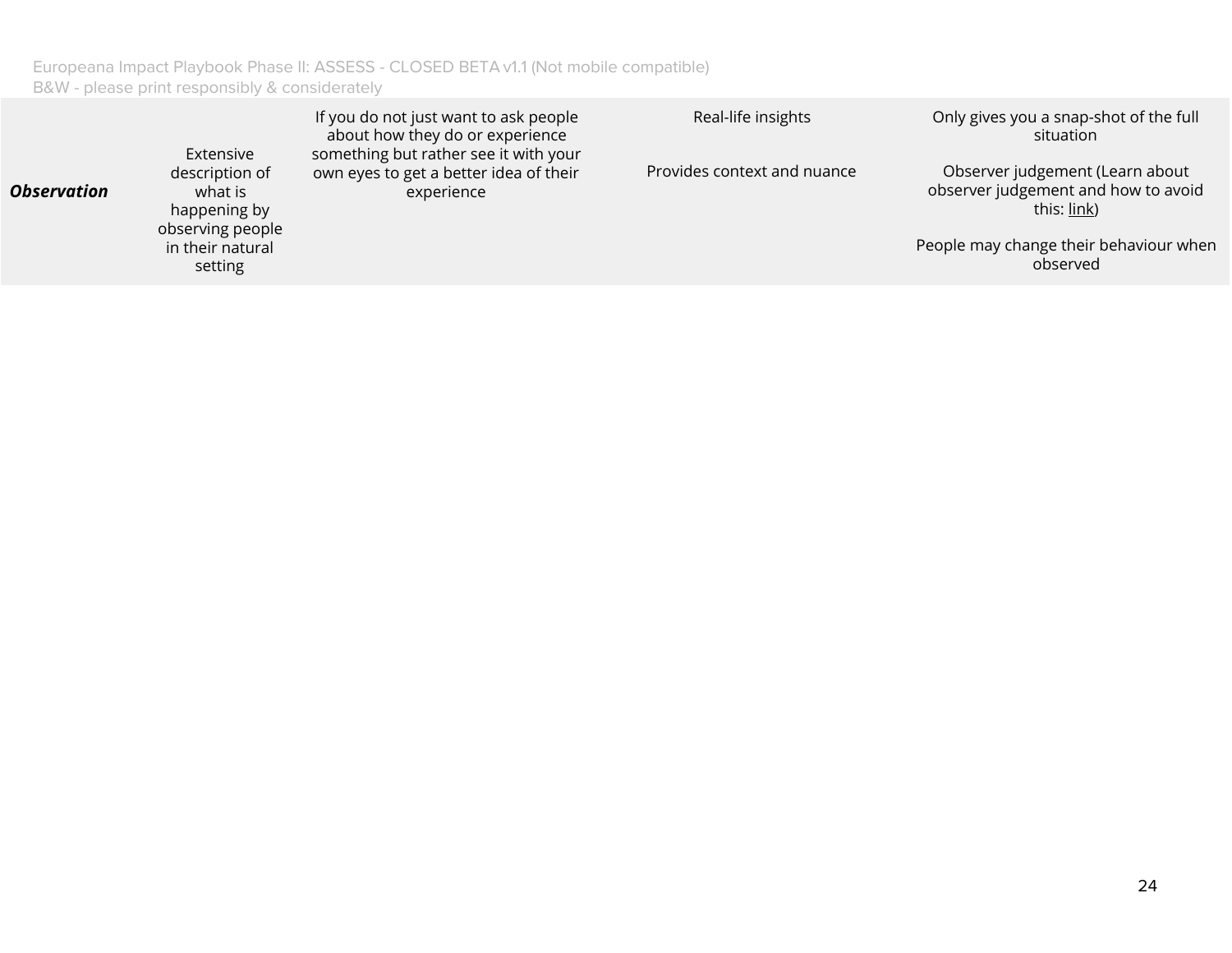| | | | | |
|---|---|---|---|---|
| ***Observation*** | Extensive description of what is happening by observing people in their natural setting | If you do not just want to ask people about how they do or experience something but rather see it with your own eyes to get a better idea of their experience | Real-life insights<br><br>Provides context and nuance | Only gives you a snap-shot of the full situation<br><br>Observer judgement (Learn about observer judgement and how to avoid this: link)<br><br>People may change their behaviour when observed |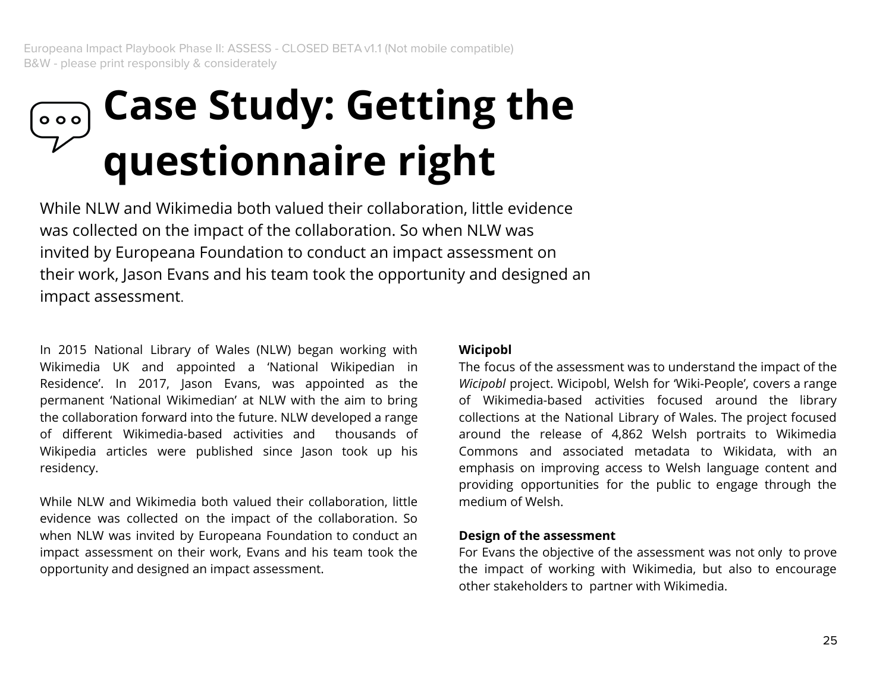# Case Study: Getting the questionnaire right

While NLW and Wikimedia both valued their collaboration, little evidence was collected on the impact of the collaboration. So when NLW was invited by Europeana Foundation to conduct an impact assessment on their work, Jason Evans and his team took the opportunity and designed an impact assessment.

In 2015 National Library of Wales (NLW) began working with Wikimedia UK and appointed a 'National Wikipedian in Residence'. In 2017, Jason Evans, was appointed as the permanent 'National Wikimedian' at NLW with the aim to bring the collaboration forward into the future. NLW developed a range of different Wikimedia-based activities and thousands of Wikipedia articles were published since Jason took up his residency.

While NLW and Wikimedia both valued their collaboration, little evidence was collected on the impact of the collaboration. So when NLW was invited by Europeana Foundation to conduct an impact assessment on their work, Evans and his team took the opportunity and designed an impact assessment.

**Wicipobl**

The focus of the assessment was to understand the impact of the *Wicipobl* project. Wicipobl, Welsh for 'Wiki-People', covers a range of Wikimedia-based activities focused around the library collections at the National Library of Wales. The project focused around the release of 4,862 Welsh portraits to Wikimedia Commons and associated metadata to Wikidata, with an emphasis on improving access to Welsh language content and providing opportunities for the public to engage through the medium of Welsh.

**Design of the assessment**

For Evans the objective of the assessment was not only to prove the impact of working with Wikimedia, but also to encourage other stakeholders to partner with Wikimedia.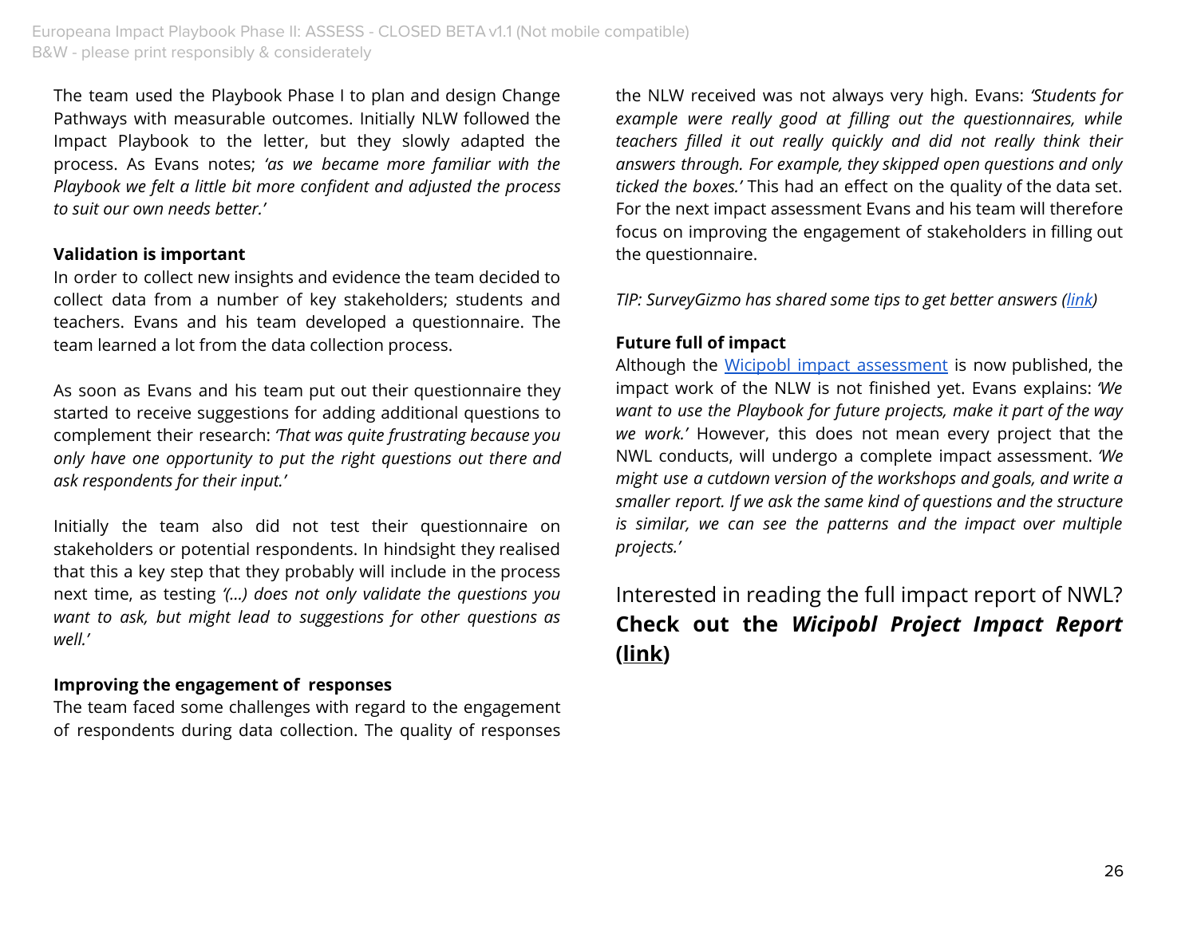The team used the Playbook Phase I to plan and design Change Pathways with measurable outcomes. Initially NLW followed the Impact Playbook to the letter, but they slowly adapted the process. As Evans notes; *'as we became more familiar with the Playbook we felt a little bit more confident and adjusted the process to suit our own needs better.'*

**Validation is important**

In order to collect new insights and evidence the team decided to collect data from a number of key stakeholders; students and teachers. Evans and his team developed a questionnaire. The team learned a lot from the data collection process.

As soon as Evans and his team put out their questionnaire they started to receive suggestions for adding additional questions to complement their research: *'That was quite frustrating because you only have one opportunity to put the right questions out there and ask respondents for their input.'*

Initially the team also did not test their questionnaire on stakeholders or potential respondents. In hindsight they realised that this a key step that they probably will include in the process next time, as testing *'(...) does not only validate the questions you want to ask, but might lead to suggestions for other questions as well.'*

**Improving the engagement of responses**

The team faced some challenges with regard to the engagement of respondents during data collection. The quality of responses the NLW received was not always very high. Evans: *'Students for example were really good at filling out the questionnaires, while teachers filled it out really quickly and did not really think their answers through. For example, they skipped open questions and only ticked the boxes.'* This had an effect on the quality of the data set. For the next impact assessment Evans and his team will therefore focus on improving the engagement of stakeholders in filling out the questionnaire.

*TIP: SurveyGizmo has shared some tips to get better answers (link)*

**Future full of impact**

Although the Wicipobl impact assessment is now published, the impact work of the NLW is not finished yet. Evans explains: *'We want to use the Playbook for future projects, make it part of the way we work.'* However, this does not mean every project that the NWL conducts, will undergo a complete impact assessment. *'We might use a cutdown version of the workshops and goals, and write a smaller report. If we ask the same kind of questions and the structure is similar, we can see the patterns and the impact over multiple projects.'*

Interested in reading the full impact report of NWL?
**Check out the *Wicipobl Project Impact Report* (link)**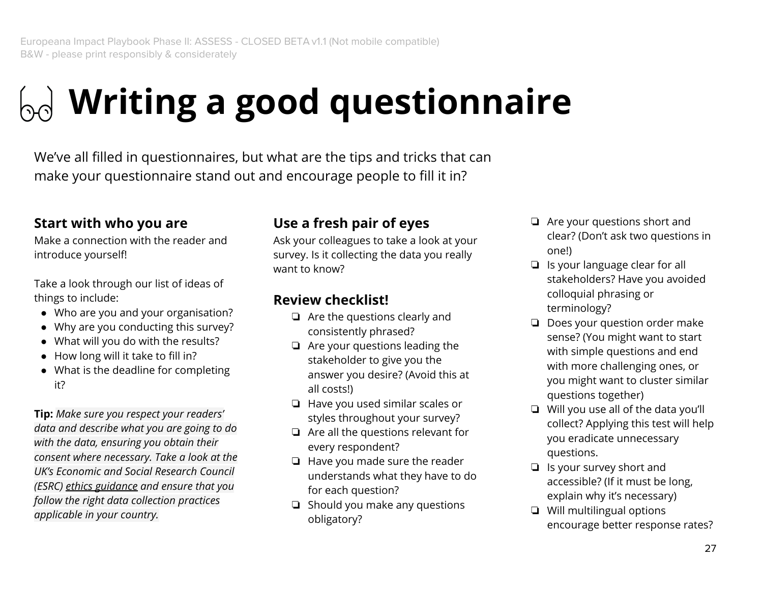# Writing a good questionnaire

We've all filled in questionnaires, but what are the tips and tricks that can make your questionnaire stand out and encourage people to fill it in?

### Start with who you are

Make a connection with the reader and introduce yourself!

Take a look through our list of ideas of things to include:

- Who are you and your organisation?
- Why are you conducting this survey?
- What will you do with the results?
- How long will it take to fill in?
- What is the deadline for completing it?

**Tip:** *Make sure you respect your readers' data and describe what you are going to do with the data, ensuring you obtain their consent where necessary. Take a look at the UK's Economic and Social Research Council (ESRC) ethics guidance and ensure that you follow the right data collection practices applicable in your country.*

### Use a fresh pair of eyes

Ask your colleagues to take a look at your survey. Is it collecting the data you really want to know?

### Review checklist!

- ❏ Are the questions clearly and consistently phrased?
- ❏ Are your questions leading the stakeholder to give you the answer you desire? (Avoid this at all costs!)
- ❏ Have you used similar scales or styles throughout your survey?
- ❏ Are all the questions relevant for every respondent?
- ❏ Have you made sure the reader understands what they have to do for each question?
- ❏ Should you make any questions obligatory?
- ❏ Are your questions short and clear? (Don't ask two questions in one!)
- ❏ Is your language clear for all stakeholders? Have you avoided colloquial phrasing or terminology?
- ❏ Does your question order make sense? (You might want to start with simple questions and end with more challenging ones, or you might want to cluster similar questions together)
- ❏ Will you use all of the data you'll collect? Applying this test will help you eradicate unnecessary questions.
- ❏ Is your survey short and accessible? (If it must be long, explain why it's necessary)
- ❏ Will multilingual options encourage better response rates?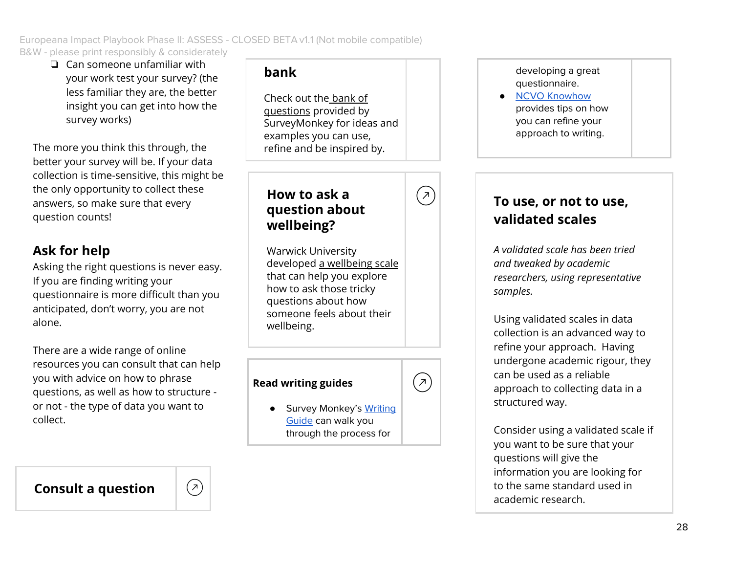- [ ] Can someone unfamiliar with your work test your survey? (the less familiar they are, the better insight you can get into how the survey works)

The more you think this through, the better your survey will be. If your data collection is time-sensitive, this might be the only opportunity to collect these answers, so make sure that every question counts!

## Ask for help

Asking the right questions is never easy. If you are finding writing your questionnaire is more difficult than you anticipated, don't worry, you are not alone.

There are a wide range of online resources you can consult that can help you with advice on how to phrase questions, as well as how to structure - or not - the type of data you want to collect.

### Consult a question bank

Check out the bank of questions provided by SurveyMonkey for ideas and examples you can use, refine and be inspired by.

### How to ask a question about wellbeing?

Warwick University developed a wellbeing scale that can help you explore how to ask those tricky questions about how someone feels about their wellbeing.

**Read writing guides**

- Survey Monkey's Writing Guide can walk you through the process for developing a great questionnaire.
- NCVO Knowhow provides tips on how you can refine your approach to writing.

### To use, or not to use, validated scales

*A validated scale has been tried and tweaked by academic researchers, using representative samples.*

Using validated scales in data collection is an advanced way to refine your approach. Having undergone academic rigour, they can be used as a reliable approach to collecting data in a structured way.

Consider using a validated scale if you want to be sure that your questions will give the information you are looking for to the same standard used in academic research.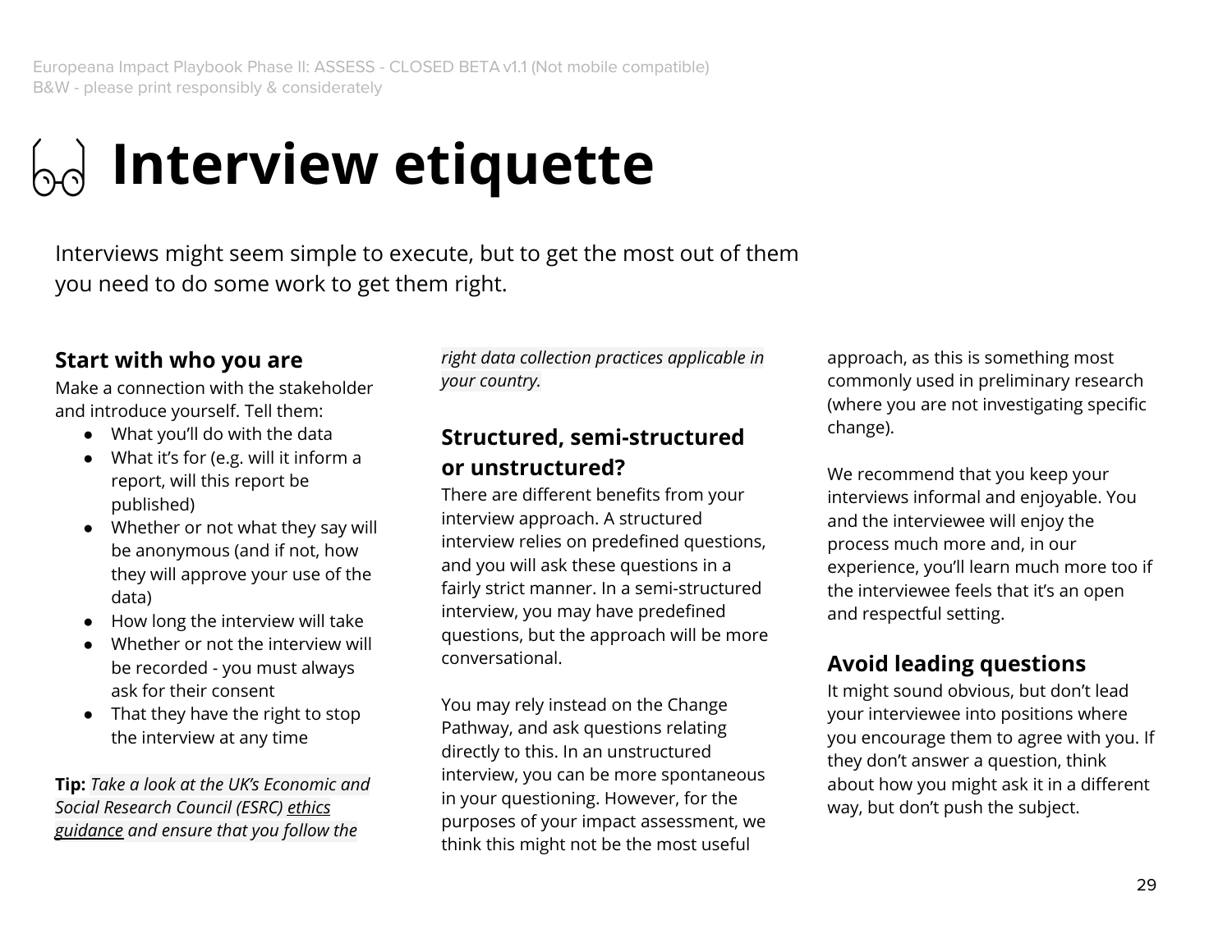# Interview etiquette

Interviews might seem simple to execute, but to get the most out of them you need to do some work to get them right.

### Start with who you are

Make a connection with the stakeholder and introduce yourself. Tell them:

- What you'll do with the data
- What it's for (e.g. will it inform a report, will this report be published)
- Whether or not what they say will be anonymous (and if not, how they will approve your use of the data)
- How long the interview will take
- Whether or not the interview will be recorded - you must always ask for their consent
- That they have the right to stop the interview at any time

**Tip:** *Take a look at the UK's Economic and Social Research Council (ESRC) ethics guidance and ensure that you follow the right data collection practices applicable in your country.*

### Structured, semi-structured or unstructured?

There are different benefits from your interview approach. A structured interview relies on predefined questions, and you will ask these questions in a fairly strict manner. In a semi-structured interview, you may have predefined questions, but the approach will be more conversational.

You may rely instead on the Change Pathway, and ask questions relating directly to this. In an unstructured interview, you can be more spontaneous in your questioning. However, for the purposes of your impact assessment, we think this might not be the most useful approach, as this is something most commonly used in preliminary research (where you are not investigating specific change).

We recommend that you keep your interviews informal and enjoyable. You and the interviewee will enjoy the process much more and, in our experience, you'll learn much more too if the interviewee feels that it's an open and respectful setting.

### Avoid leading questions

It might sound obvious, but don't lead your interviewee into positions where you encourage them to agree with you. If they don't answer a question, think about how you might ask it in a different way, but don't push the subject.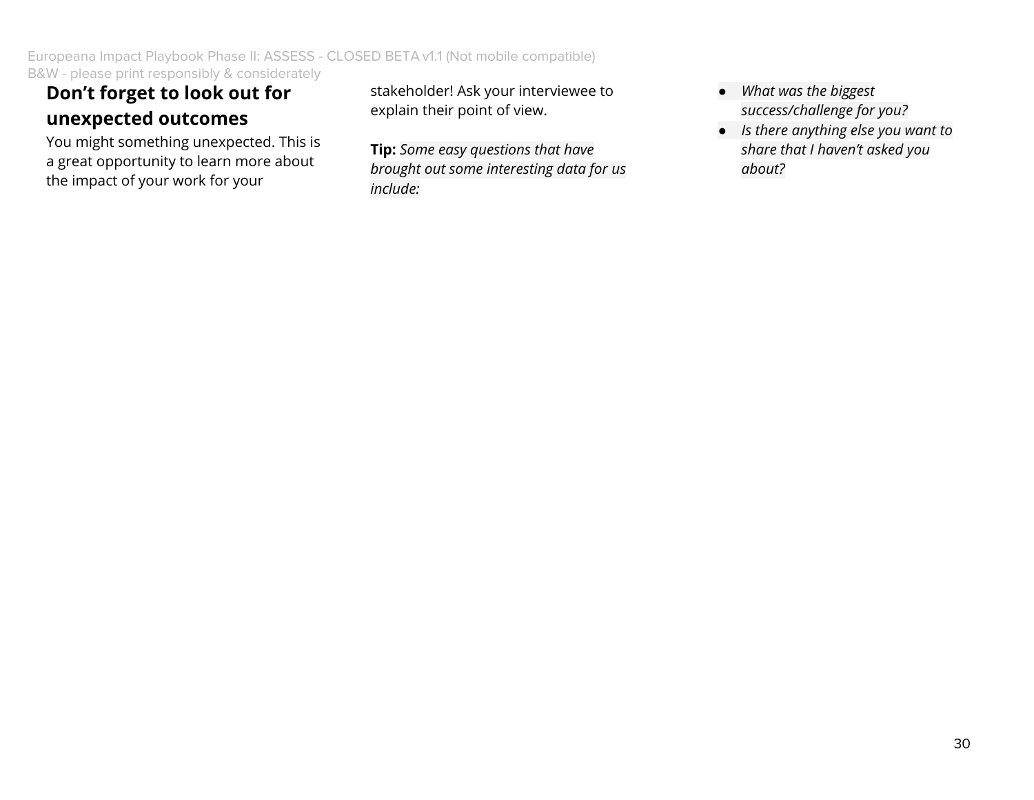### Don’t forget to look out for unexpected outcomes

You might something unexpected. This is a great opportunity to learn more about the impact of your work for your stakeholder! Ask your interviewee to explain their point of view.

**Tip:** *Some easy questions that have brought out some interesting data for us include:*

- *What was the biggest success/challenge for you?*
- *Is there anything else you want to share that I haven’t asked you about?*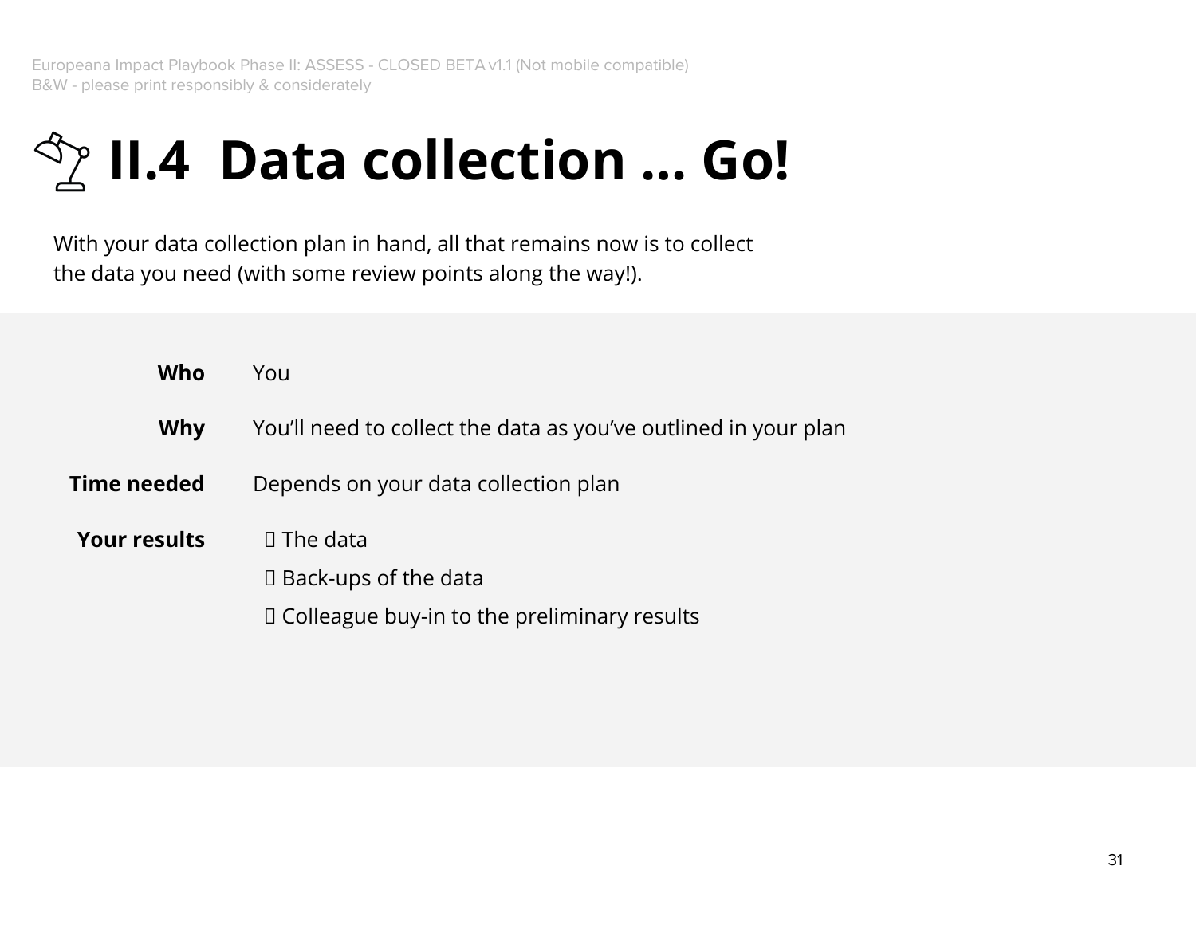# II.4 Data collection … Go!

With your data collection plan in hand, all that remains now is to collect the data you need (with some review points along the way!).

| | |
|---|---|
| **Who** | You |
| **Why** | You'll need to collect the data as you've outlined in your plan |
| **Time needed** | Depends on your data collection plan |
| **Your results** | ☐ The data<br>☐ Back-ups of the data<br>☐ Colleague buy-in to the preliminary results |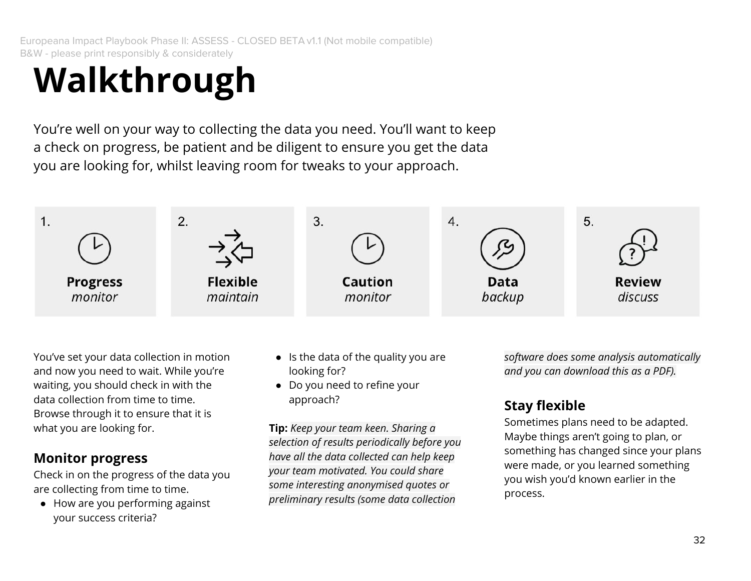# Walkthrough

You're well on your way to collecting the data you need. You'll want to keep a check on progress, be patient and be diligent to ensure you get the data you are looking for, whilst leaving room for tweaks to your approach.

1. **Progress** *monitor*
2. **Flexible** *maintain*
3. **Caution** *monitor*
4. **Data** *backup*
5. **Review** *discuss*

You've set your data collection in motion and now you need to wait. While you're waiting, you should check in with the data collection from time to time. Browse through it to ensure that it is what you are looking for.

### Monitor progress

Check in on the progress of the data you are collecting from time to time.

- How are you performing against your success criteria?
- Is the data of the quality you are looking for?
- Do you need to refine your approach?

**Tip:** *Keep your team keen. Sharing a selection of results periodically before you have all the data collected can help keep your team motivated. You could share some interesting anonymised quotes or preliminary results (some data collection software does some analysis automatically and you can download this as a PDF).*

### Stay flexible

Sometimes plans need to be adapted. Maybe things aren't going to plan, or something has changed since your plans were made, or you learned something you wish you'd known earlier in the process.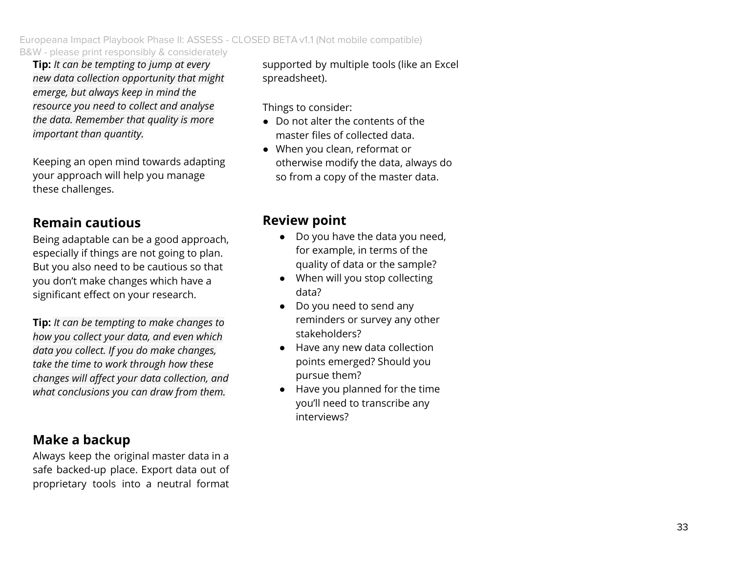**Tip:** *It can be tempting to jump at every new data collection opportunity that might emerge, but always keep in mind the resource you need to collect and analyse the data. Remember that quality is more important than quantity.*

Keeping an open mind towards adapting your approach will help you manage these challenges.

## Remain cautious

Being adaptable can be a good approach, especially if things are not going to plan. But you also need to be cautious so that you don't make changes which have a significant effect on your research.

**Tip:** *It can be tempting to make changes to how you collect your data, and even which data you collect. If you do make changes, take the time to work through how these changes will affect your data collection, and what conclusions you can draw from them.*

## Make a backup

Always keep the original master data in a safe backed-up place. Export data out of proprietary tools into a neutral format supported by multiple tools (like an Excel spreadsheet).

Things to consider:

- Do not alter the contents of the master files of collected data.
- When you clean, reformat or otherwise modify the data, always do so from a copy of the master data.

## Review point

- Do you have the data you need, for example, in terms of the quality of data or the sample?
- When will you stop collecting data?
- Do you need to send any reminders or survey any other stakeholders?
- Have any new data collection points emerged? Should you pursue them?
- Have you planned for the time you'll need to transcribe any interviews?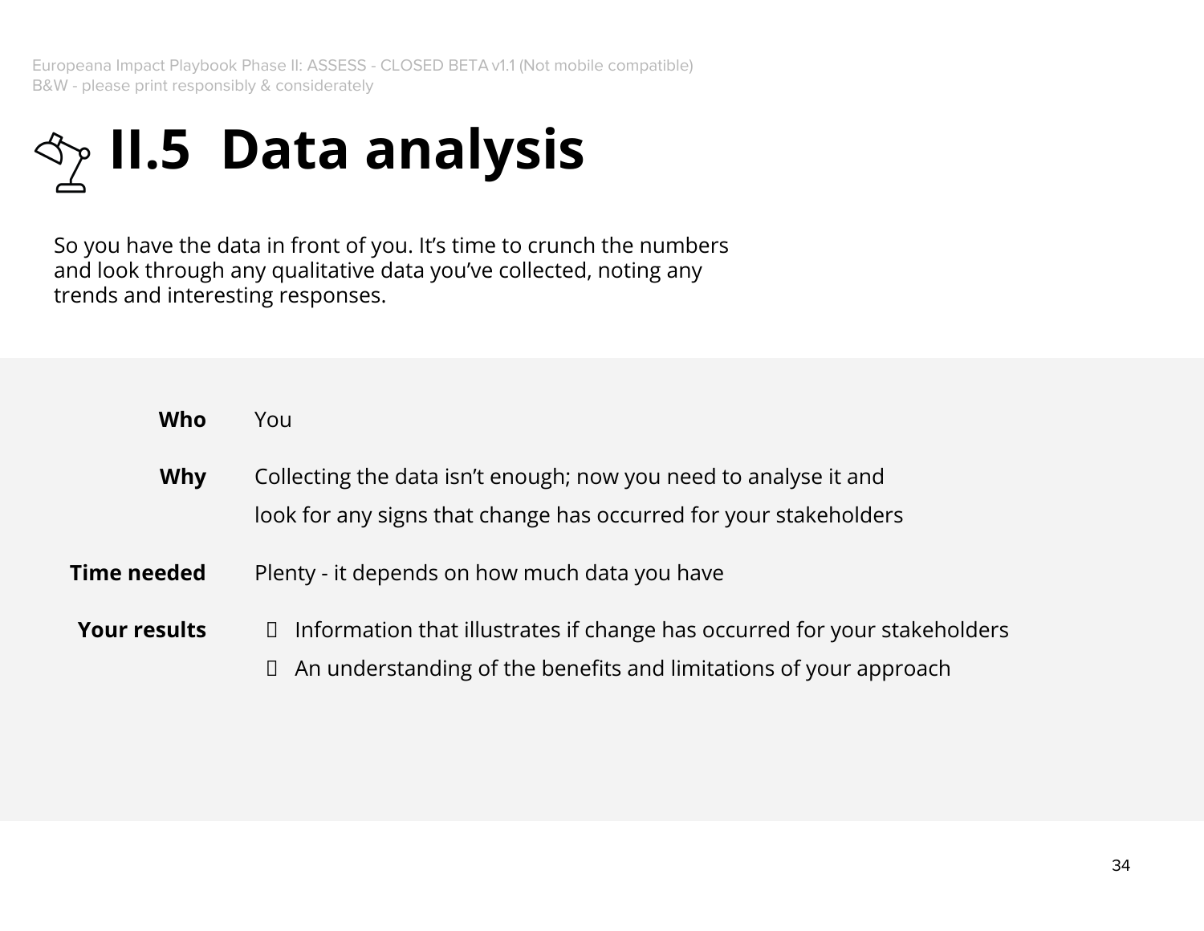# II.5 Data analysis

So you have the data in front of you. It’s time to crunch the numbers and look through any qualitative data you’ve collected, noting any trends and interesting responses.

| | |
|---|---|
| **Who** | You |
| **Why** | Collecting the data isn’t enough; now you need to analyse it and look for any signs that change has occurred for your stakeholders |
| **Time needed** | Plenty - it depends on how much data you have |
| **Your results** | Information that illustrates if change has occurred for your stakeholders<br>An understanding of the benefits and limitations of your approach |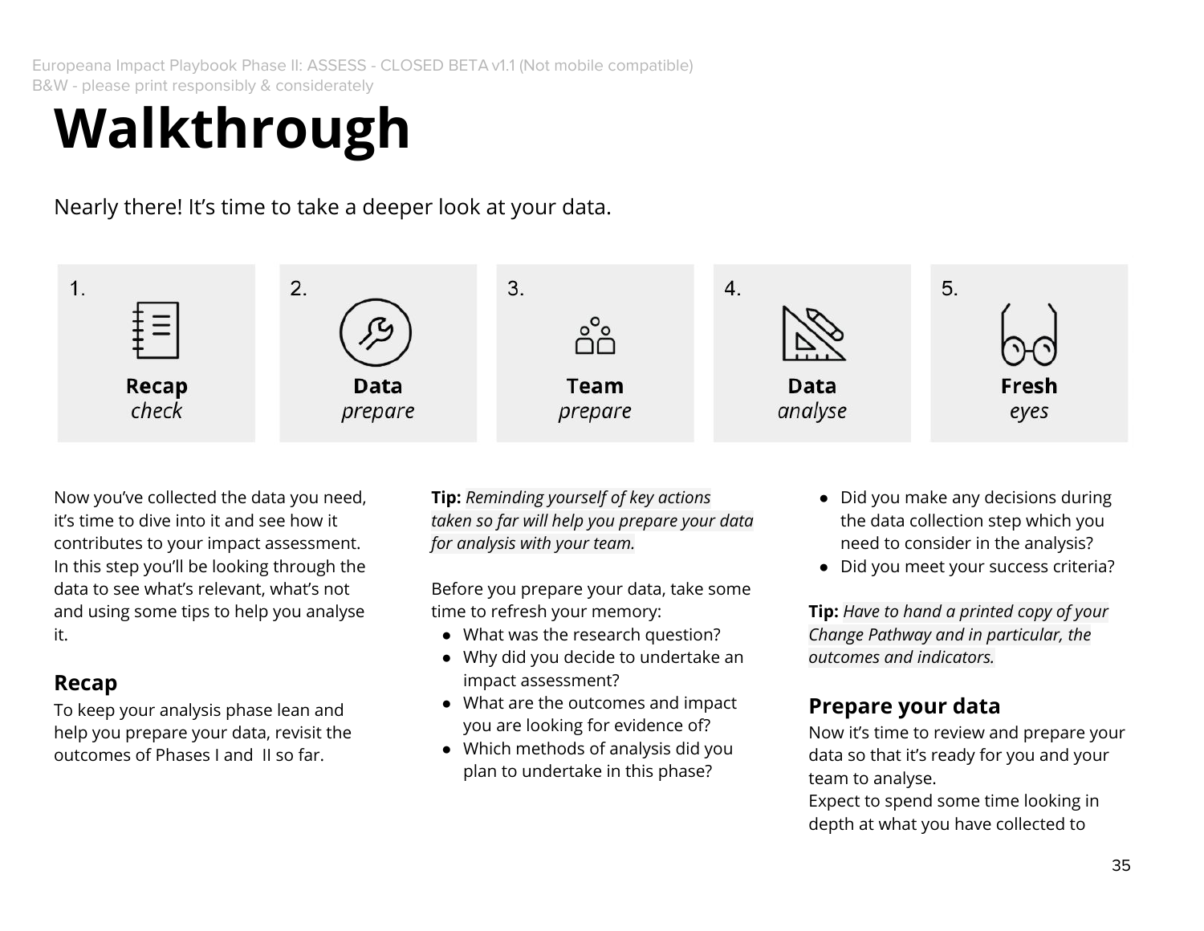# Walkthrough

Nearly there! It's time to take a deeper look at your data.

1. **Recap** *check*
2. **Data** *prepare*
3. **Team** *prepare*
4. **Data** *analyse*
5. **Fresh** *eyes*

Now you've collected the data you need, it's time to dive into it and see how it contributes to your impact assessment. In this step you'll be looking through the data to see what's relevant, what's not and using some tips to help you analyse it.

### Recap

To keep your analysis phase lean and help you prepare your data, revisit the outcomes of Phases I and II so far.

**Tip:** *Reminding yourself of key actions taken so far will help you prepare your data for analysis with your team.*

Before you prepare your data, take some time to refresh your memory:

- What was the research question?
- Why did you decide to undertake an impact assessment?
- What are the outcomes and impact you are looking for evidence of?
- Which methods of analysis did you plan to undertake in this phase?
- Did you make any decisions during the data collection step which you need to consider in the analysis?
- Did you meet your success criteria?

**Tip:** *Have to hand a printed copy of your Change Pathway and in particular, the outcomes and indicators.*

### Prepare your data

Now it's time to review and prepare your data so that it's ready for you and your team to analyse.
Expect to spend some time looking in depth at what you have collected to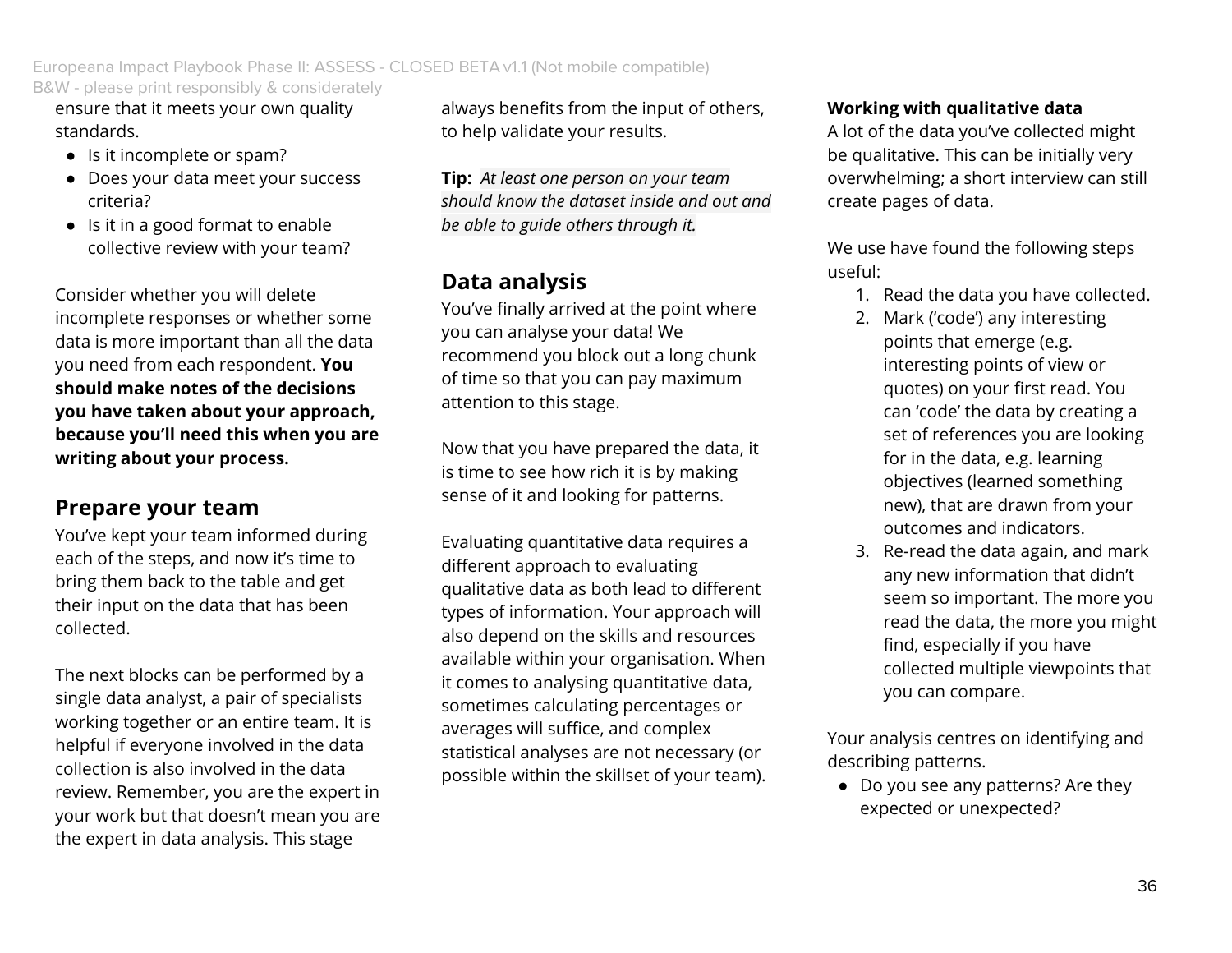ensure that it meets your own quality standards.

- Is it incomplete or spam?
- Does your data meet your success criteria?
- Is it in a good format to enable collective review with your team?

Consider whether you will delete incomplete responses or whether some data is more important than all the data you need from each respondent. **You should make notes of the decisions you have taken about your approach, because you'll need this when you are writing about your process.**

## Prepare your team

You've kept your team informed during each of the steps, and now it's time to bring them back to the table and get their input on the data that has been collected.

The next blocks can be performed by a single data analyst, a pair of specialists working together or an entire team. It is helpful if everyone involved in the data collection is also involved in the data review. Remember, you are the expert in your work but that doesn't mean you are the expert in data analysis. This stage always benefits from the input of others, to help validate your results.

**Tip:** *At least one person on your team should know the dataset inside and out and be able to guide others through it.*

## Data analysis

You've finally arrived at the point where you can analyse your data! We recommend you block out a long chunk of time so that you can pay maximum attention to this stage.

Now that you have prepared the data, it is time to see how rich it is by making sense of it and looking for patterns.

Evaluating quantitative data requires a different approach to evaluating qualitative data as both lead to different types of information. Your approach will also depend on the skills and resources available within your organisation. When it comes to analysing quantitative data, sometimes calculating percentages or averages will suffice, and complex statistical analyses are not necessary (or possible within the skillset of your team).

**Working with qualitative data**

A lot of the data you've collected might be qualitative. This can be initially very overwhelming; a short interview can still create pages of data.

We use have found the following steps useful:

1. Read the data you have collected.
2. Mark ('code') any interesting points that emerge (e.g. interesting points of view or quotes) on your first read. You can 'code' the data by creating a set of references you are looking for in the data, e.g. learning objectives (learned something new), that are drawn from your outcomes and indicators.
3. Re-read the data again, and mark any new information that didn't seem so important. The more you read the data, the more you might find, especially if you have collected multiple viewpoints that you can compare.

Your analysis centres on identifying and describing patterns.

- Do you see any patterns? Are they expected or unexpected?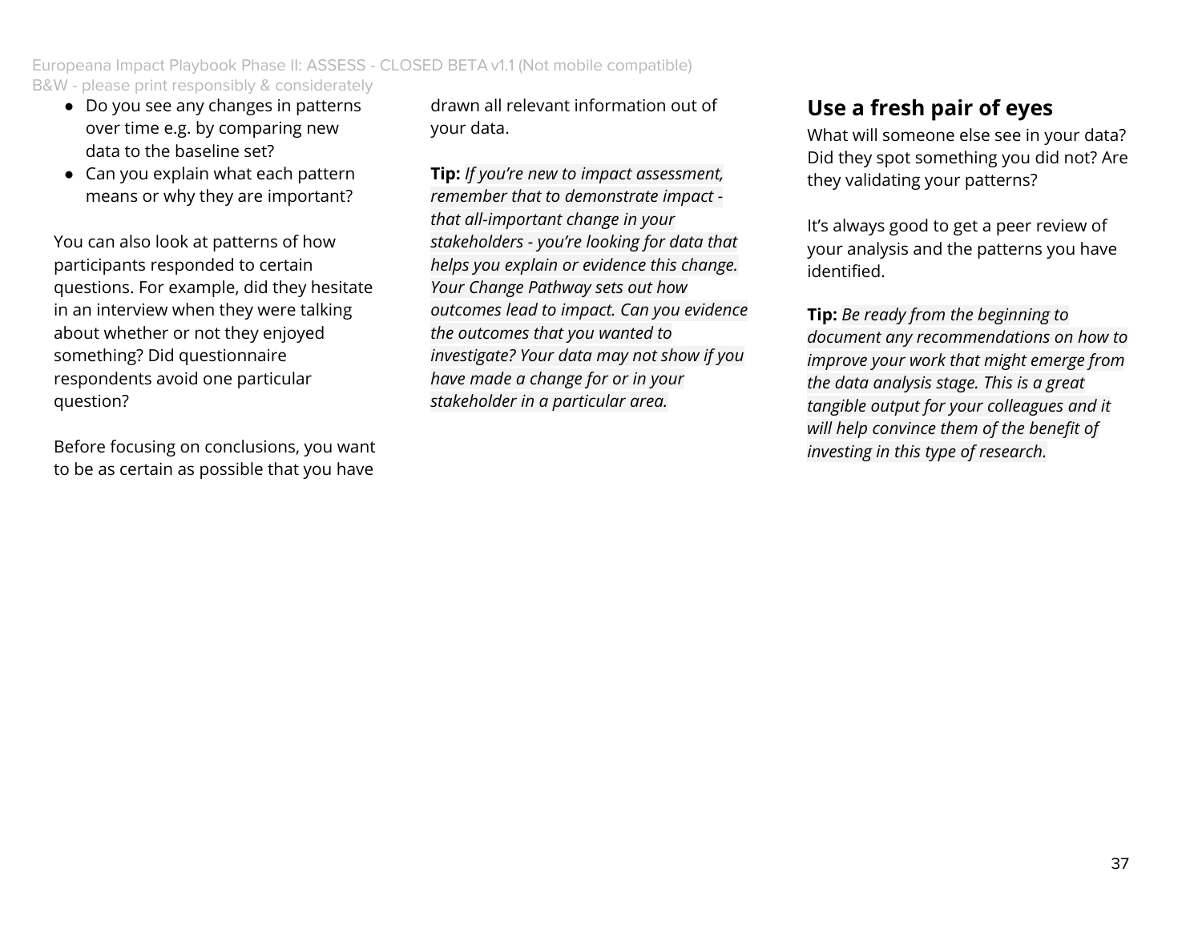- Do you see any changes in patterns over time e.g. by comparing new data to the baseline set?
- Can you explain what each pattern means or why they are important?

You can also look at patterns of how participants responded to certain questions. For example, did they hesitate in an interview when they were talking about whether or not they enjoyed something? Did questionnaire respondents avoid one particular question?

Before focusing on conclusions, you want to be as certain as possible that you have drawn all relevant information out of your data.

**Tip:** *If you're new to impact assessment, remember that to demonstrate impact - that all-important change in your stakeholders - you're looking for data that helps you explain or evidence this change. Your Change Pathway sets out how outcomes lead to impact. Can you evidence the outcomes that you wanted to investigate? Your data may not show if you have made a change for or in your stakeholder in a particular area.*

## Use a fresh pair of eyes

What will someone else see in your data? Did they spot something you did not? Are they validating your patterns?

It's always good to get a peer review of your analysis and the patterns you have identified.

**Tip:** *Be ready from the beginning to document any recommendations on how to improve your work that might emerge from the data analysis stage. This is a great tangible output for your colleagues and it will help convince them of the benefit of investing in this type of research.*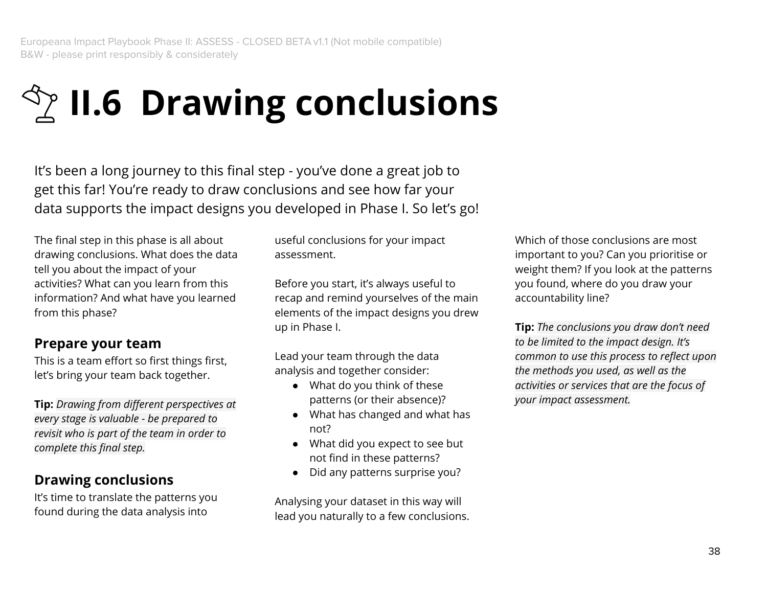# II.6 Drawing conclusions

It's been a long journey to this final step - you've done a great job to get this far! You're ready to draw conclusions and see how far your data supports the impact designs you developed in Phase I. So let's go!

The final step in this phase is all about drawing conclusions. What does the data tell you about the impact of your activities? What can you learn from this information? And what have you learned from this phase?

## Prepare your team

This is a team effort so first things first, let's bring your team back together.

**Tip:** *Drawing from different perspectives at every stage is valuable - be prepared to revisit who is part of the team in order to complete this final step.*

## Drawing conclusions

It's time to translate the patterns you found during the data analysis into useful conclusions for your impact assessment.

Before you start, it's always useful to recap and remind yourselves of the main elements of the impact designs you drew up in Phase I.

Lead your team through the data analysis and together consider:

- What do you think of these patterns (or their absence)?
- What has changed and what has not?
- What did you expect to see but not find in these patterns?
- Did any patterns surprise you?

Analysing your dataset in this way will lead you naturally to a few conclusions.

Which of those conclusions are most important to you? Can you prioritise or weight them? If you look at the patterns you found, where do you draw your accountability line?

**Tip:** *The conclusions you draw don't need to be limited to the impact design. It's common to use this process to reflect upon the methods you used, as well as the activities or services that are the focus of your impact assessment.*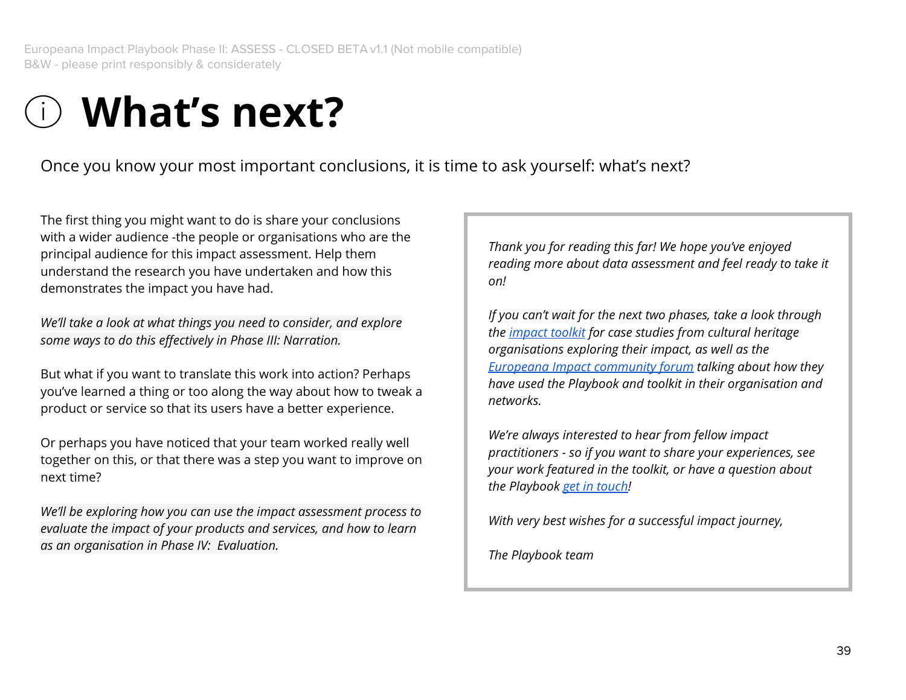# What's next?

Once you know your most important conclusions, it is time to ask yourself: what's next?

The first thing you might want to do is share your conclusions with a wider audience -the people or organisations who are the principal audience for this impact assessment. Help them understand the research you have undertaken and how this demonstrates the impact you have had.

*We'll take a look at what things you need to consider, and explore some ways to do this effectively in Phase III: Narration.*

But what if you want to translate this work into action? Perhaps you've learned a thing or too along the way about how to tweak a product or service so that its users have a better experience.

Or perhaps you have noticed that your team worked really well together on this, or that there was a step you want to improve on next time?

*We'll be exploring how you can use the impact assessment process to evaluate the impact of your products and services, and how to learn as an organisation in Phase IV: Evaluation.*

*Thank you for reading this far! We hope you've enjoyed reading more about data assessment and feel ready to take it on!*

*If you can't wait for the next two phases, take a look through the impact toolkit for case studies from cultural heritage organisations exploring their impact, as well as the Europeana Impact community forum talking about how they have used the Playbook and toolkit in their organisation and networks.*

*We're always interested to hear from fellow impact practitioners - so if you want to share your experiences, see your work featured in the toolkit, or have a question about the Playbook get in touch!*

*With very best wishes for a successful impact journey,*

*The Playbook team*